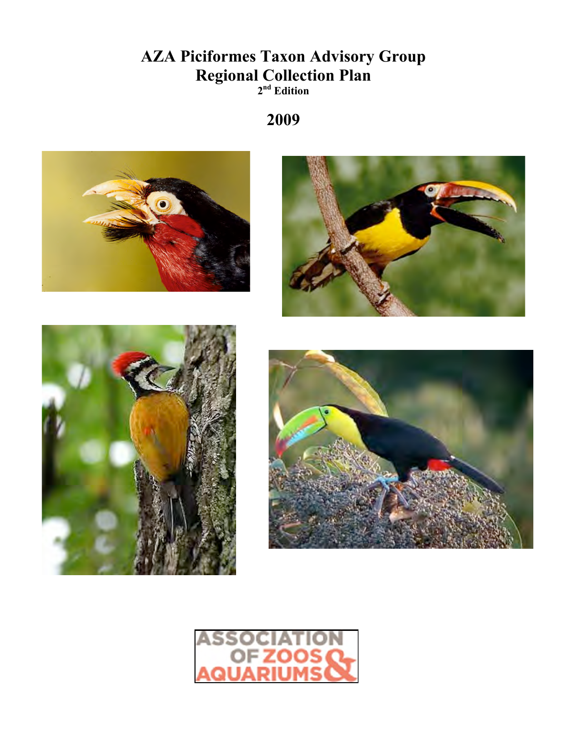# AZA Piciformes Taxon Advisory Group
# Regional Collection Plan
### 2nd Edition

## 2009

ASSOCIATION OF ZOOS & AQUARIUMS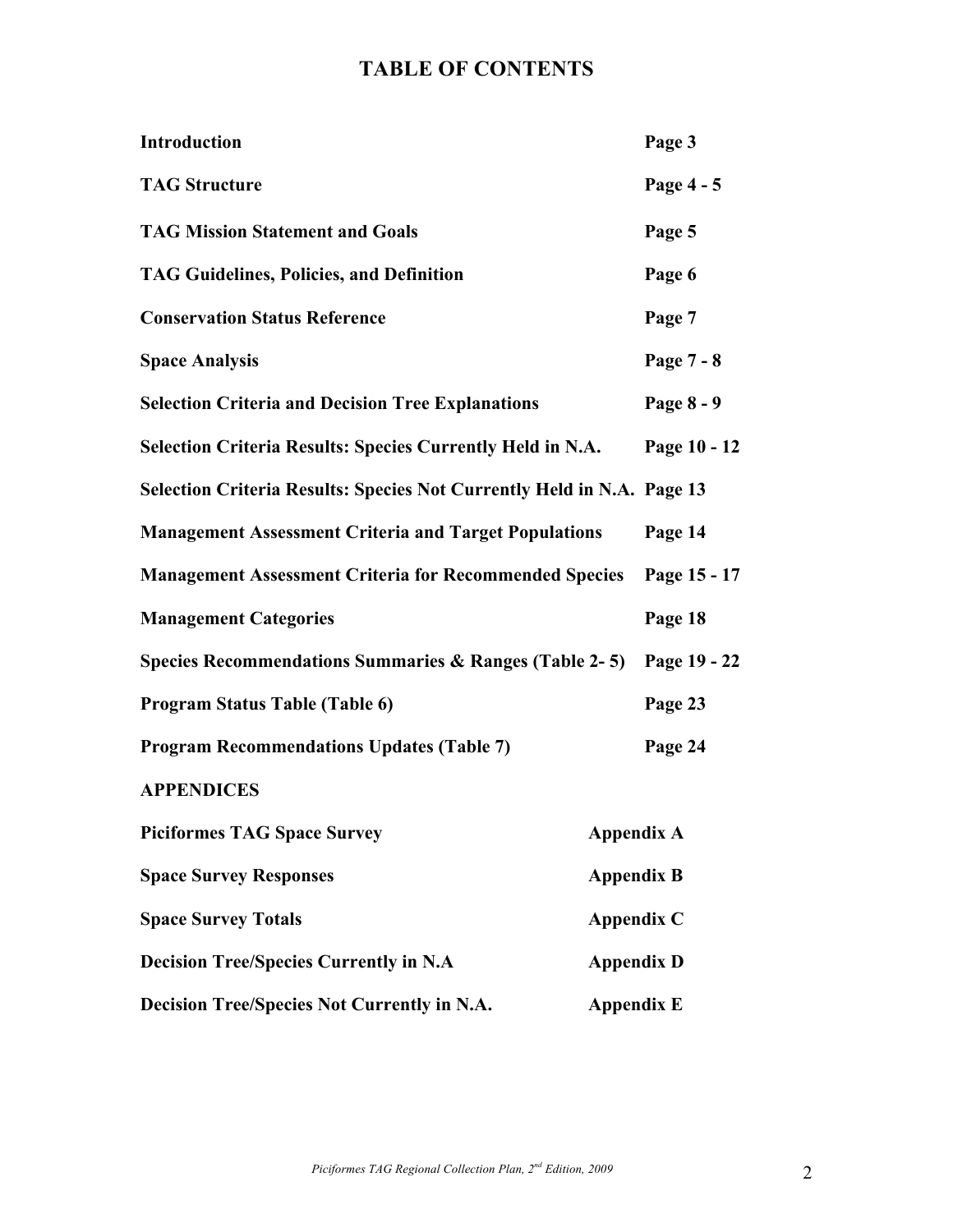# TABLE OF CONTENTS

| | |
|---|---|
| **Introduction** | **Page 3** |
| **TAG Structure** | **Page 4 - 5** |
| **TAG Mission Statement and Goals** | **Page 5** |
| **TAG Guidelines, Policies, and Definition** | **Page 6** |
| **Conservation Status Reference** | **Page 7** |
| **Space Analysis** | **Page 7 - 8** |
| **Selection Criteria and Decision Tree Explanations** | **Page 8 - 9** |
| **Selection Criteria Results: Species Currently Held in N.A.** | **Page 10 - 12** |
| **Selection Criteria Results: Species Not Currently Held in N.A.** | **Page 13** |
| **Management Assessment Criteria and Target Populations** | **Page 14** |
| **Management Assessment Criteria for Recommended Species** | **Page 15 - 17** |
| **Management Categories** | **Page 18** |
| **Species Recommendations Summaries & Ranges (Table 2- 5)** | **Page 19 - 22** |
| **Program Status Table (Table 6)** | **Page 23** |
| **Program Recommendations Updates (Table 7)** | **Page 24** |

**APPENDICES**

| | |
|---|---|
| **Piciformes TAG Space Survey** | **Appendix A** |
| **Space Survey Responses** | **Appendix B** |
| **Space Survey Totals** | **Appendix C** |
| **Decision Tree/Species Currently in N.A** | **Appendix D** |
| **Decision Tree/Species Not Currently in N.A.** | **Appendix E** |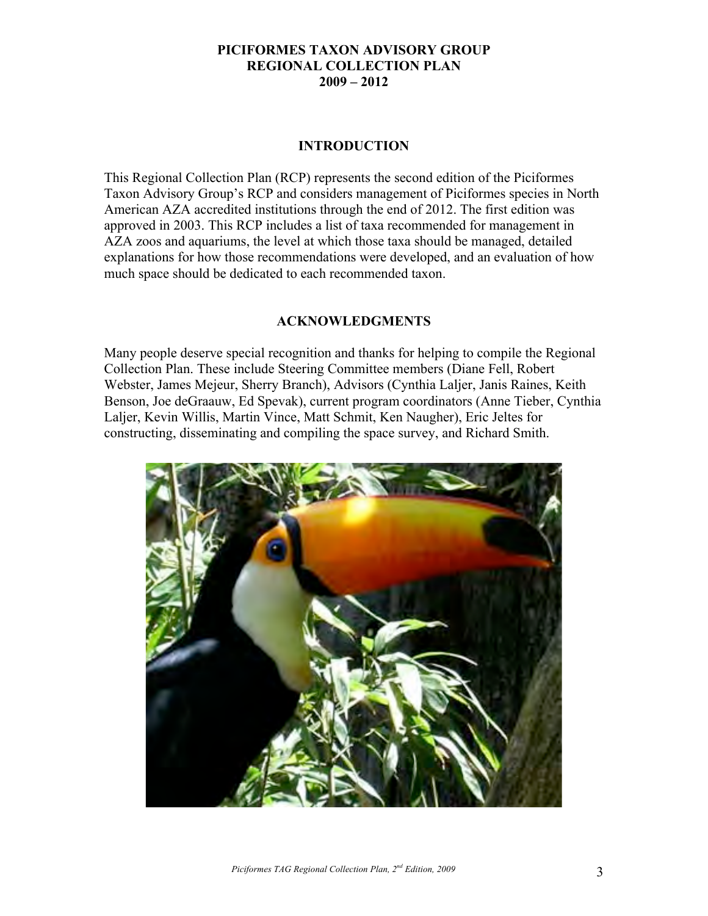# PICIFORMES TAXON ADVISORY GROUP
# REGIONAL COLLECTION PLAN
# 2009 – 2012

## INTRODUCTION

This Regional Collection Plan (RCP) represents the second edition of the Piciformes Taxon Advisory Group's RCP and considers management of Piciformes species in North American AZA accredited institutions through the end of 2012. The first edition was approved in 2003. This RCP includes a list of taxa recommended for management in AZA zoos and aquariums, the level at which those taxa should be managed, detailed explanations for how those recommendations were developed, and an evaluation of how much space should be dedicated to each recommended taxon.

## ACKNOWLEDGMENTS

Many people deserve special recognition and thanks for helping to compile the Regional Collection Plan. These include Steering Committee members (Diane Fell, Robert Webster, James Mejeur, Sherry Branch), Advisors (Cynthia Laljer, Janis Raines, Keith Benson, Joe deGraauw, Ed Spevak), current program coordinators (Anne Tieber, Cynthia Laljer, Kevin Willis, Martin Vince, Matt Schmit, Ken Naugher), Eric Jeltes for constructing, disseminating and compiling the space survey, and Richard Smith.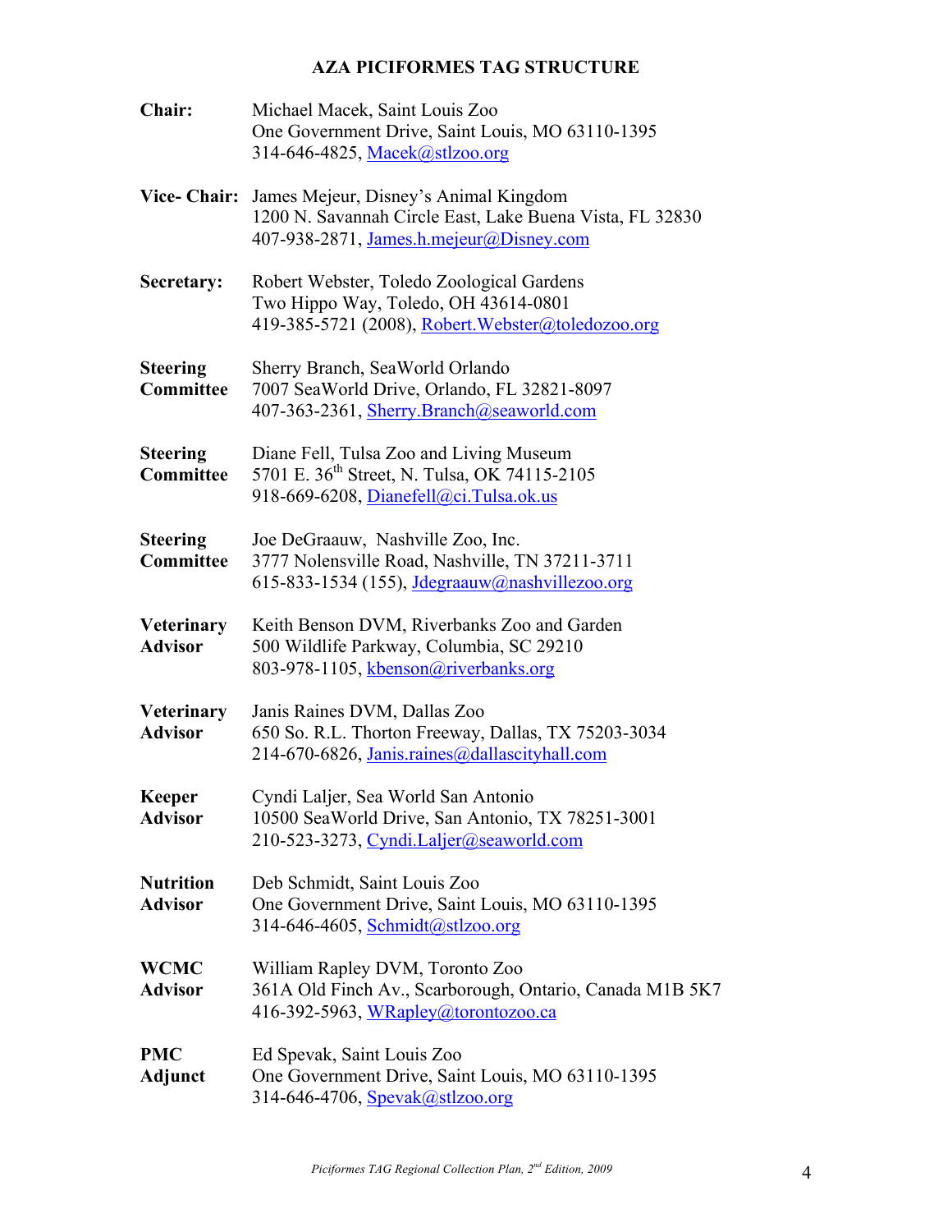# AZA PICIFORMES TAG STRUCTURE

**Chair:** Michael Macek, Saint Louis Zoo
One Government Drive, Saint Louis, MO 63110-1395
314-646-4825, Macek@stlzoo.org

**Vice- Chair:** James Mejeur, Disney's Animal Kingdom
1200 N. Savannah Circle East, Lake Buena Vista, FL 32830
407-938-2871, James.h.mejeur@Disney.com

**Secretary:** Robert Webster, Toledo Zoological Gardens
Two Hippo Way, Toledo, OH 43614-0801
419-385-5721 (2008), Robert.Webster@toledozoo.org

**Steering Committee** Sherry Branch, SeaWorld Orlando
7007 SeaWorld Drive, Orlando, FL 32821-8097
407-363-2361, Sherry.Branch@seaworld.com

**Steering Committee** Diane Fell, Tulsa Zoo and Living Museum
5701 E. 36th Street, N. Tulsa, OK 74115-2105
918-669-6208, Dianefell@ci.Tulsa.ok.us

**Steering Committee** Joe DeGraauw, Nashville Zoo, Inc.
3777 Nolensville Road, Nashville, TN 37211-3711
615-833-1534 (155), Jdegraauw@nashvillezoo.org

**Veterinary Advisor** Keith Benson DVM, Riverbanks Zoo and Garden
500 Wildlife Parkway, Columbia, SC 29210
803-978-1105, kbenson@riverbanks.org

**Veterinary Advisor** Janis Raines DVM, Dallas Zoo
650 So. R.L. Thorton Freeway, Dallas, TX 75203-3034
214-670-6826, Janis.raines@dallascityhall.com

**Keeper Advisor** Cyndi Laljer, Sea World San Antonio
10500 SeaWorld Drive, San Antonio, TX 78251-3001
210-523-3273, Cyndi.Laljer@seaworld.com

**Nutrition Advisor** Deb Schmidt, Saint Louis Zoo
One Government Drive, Saint Louis, MO 63110-1395
314-646-4605, Schmidt@stlzoo.org

**WCMC Advisor** William Rapley DVM, Toronto Zoo
361A Old Finch Av., Scarborough, Ontario, Canada M1B 5K7
416-392-5963, WRapley@torontozoo.ca

**PMC Adjunct** Ed Spevak, Saint Louis Zoo
One Government Drive, Saint Louis, MO 63110-1395
314-646-4706, Spevak@stlzoo.org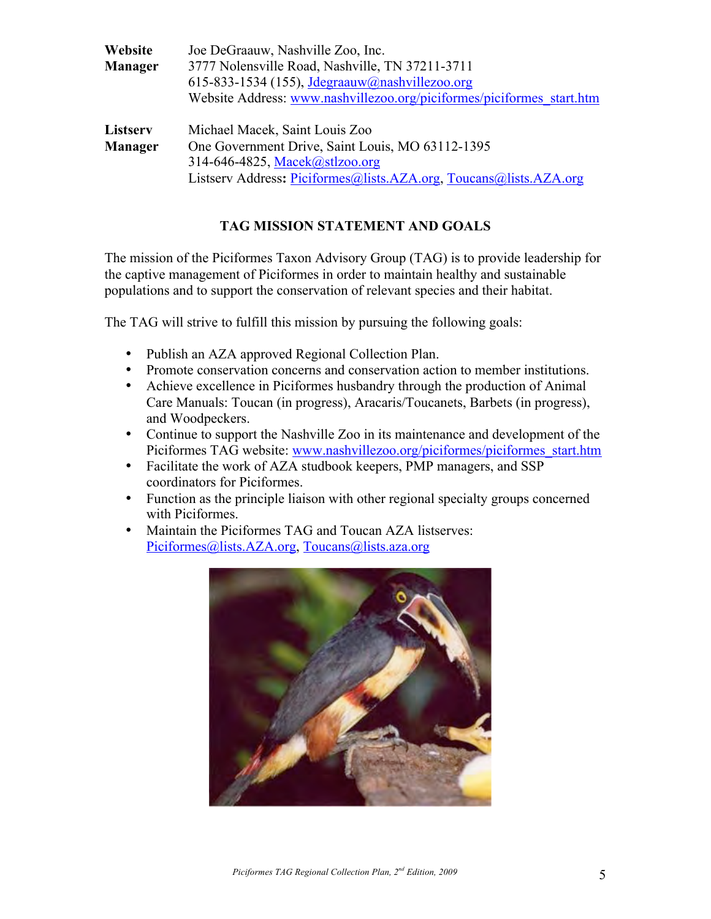| | |
|---|---|
| **Website Manager** | Joe DeGraauw, Nashville Zoo, Inc.<br>3777 Nolensville Road, Nashville, TN 37211-3711<br>615-833-1534 (155), Jdegraauw@nashvillezoo.org<br>Website Address: www.nashvillezoo.org/piciformes/piciformes_start.htm |
| **Listserv Manager** | Michael Macek, Saint Louis Zoo<br>One Government Drive, Saint Louis, MO 63112-1395<br>314-646-4825, Macek@stlzoo.org<br>Listserv Address**:** Piciformes@lists.AZA.org, Toucans@lists.AZA.org |

## TAG MISSION STATEMENT AND GOALS

The mission of the Piciformes Taxon Advisory Group (TAG) is to provide leadership for the captive management of Piciformes in order to maintain healthy and sustainable populations and to support the conservation of relevant species and their habitat.

The TAG will strive to fulfill this mission by pursuing the following goals:

- Publish an AZA approved Regional Collection Plan.
- Promote conservation concerns and conservation action to member institutions.
- Achieve excellence in Piciformes husbandry through the production of Animal Care Manuals: Toucan (in progress), Aracaris/Toucanets, Barbets (in progress), and Woodpeckers.
- Continue to support the Nashville Zoo in its maintenance and development of the Piciformes TAG website: www.nashvillezoo.org/piciformes/piciformes_start.htm
- Facilitate the work of AZA studbook keepers, PMP managers, and SSP coordinators for Piciformes.
- Function as the principle liaison with other regional specialty groups concerned with Piciformes.
- Maintain the Piciformes TAG and Toucan AZA listserves: Piciformes@lists.AZA.org, Toucans@lists.aza.org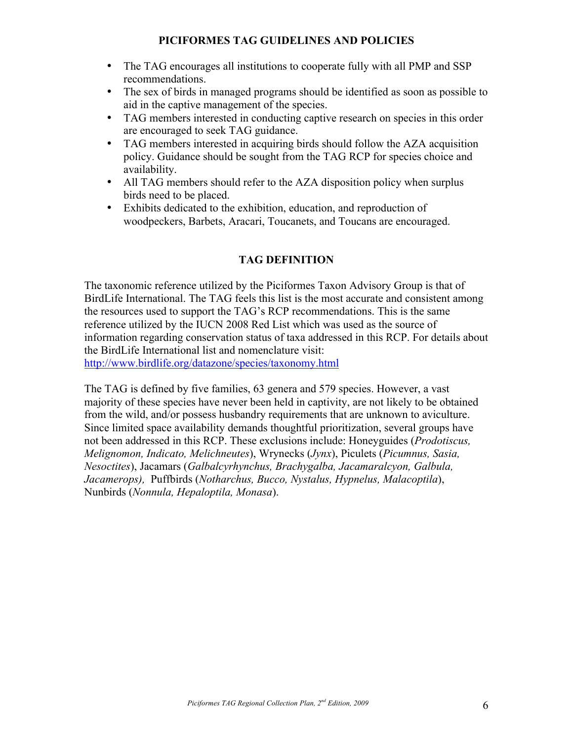## PICIFORMES TAG GUIDELINES AND POLICIES

- The TAG encourages all institutions to cooperate fully with all PMP and SSP recommendations.
- The sex of birds in managed programs should be identified as soon as possible to aid in the captive management of the species.
- TAG members interested in conducting captive research on species in this order are encouraged to seek TAG guidance.
- TAG members interested in acquiring birds should follow the AZA acquisition policy. Guidance should be sought from the TAG RCP for species choice and availability.
- All TAG members should refer to the AZA disposition policy when surplus birds need to be placed.
- Exhibits dedicated to the exhibition, education, and reproduction of woodpeckers, Barbets, Aracari, Toucanets, and Toucans are encouraged.

## TAG DEFINITION

The taxonomic reference utilized by the Piciformes Taxon Advisory Group is that of BirdLife International. The TAG feels this list is the most accurate and consistent among the resources used to support the TAG's RCP recommendations. This is the same reference utilized by the IUCN 2008 Red List which was used as the source of information regarding conservation status of taxa addressed in this RCP. For details about the BirdLife International list and nomenclature visit: http://www.birdlife.org/datazone/species/taxonomy.html

The TAG is defined by five families, 63 genera and 579 species. However, a vast majority of these species have never been held in captivity, are not likely to be obtained from the wild, and/or possess husbandry requirements that are unknown to aviculture. Since limited space availability demands thoughtful prioritization, several groups have not been addressed in this RCP. These exclusions include: Honeyguides (*Prodotiscus, Melignomon, Indicato, Melichneutes*), Wrynecks (*Jynx*), Piculets (*Picumnus, Sasia, Nesoctites*), Jacamars (*Galbalcyrhynchus, Brachygalba, Jacamaralcyon, Galbula, Jacamerops),* Puffbirds (*Notharchus, Bucco, Nystalus, Hypnelus, Malacoptila*), Nunbirds (*Nonnula, Hepaloptila, Monasa*).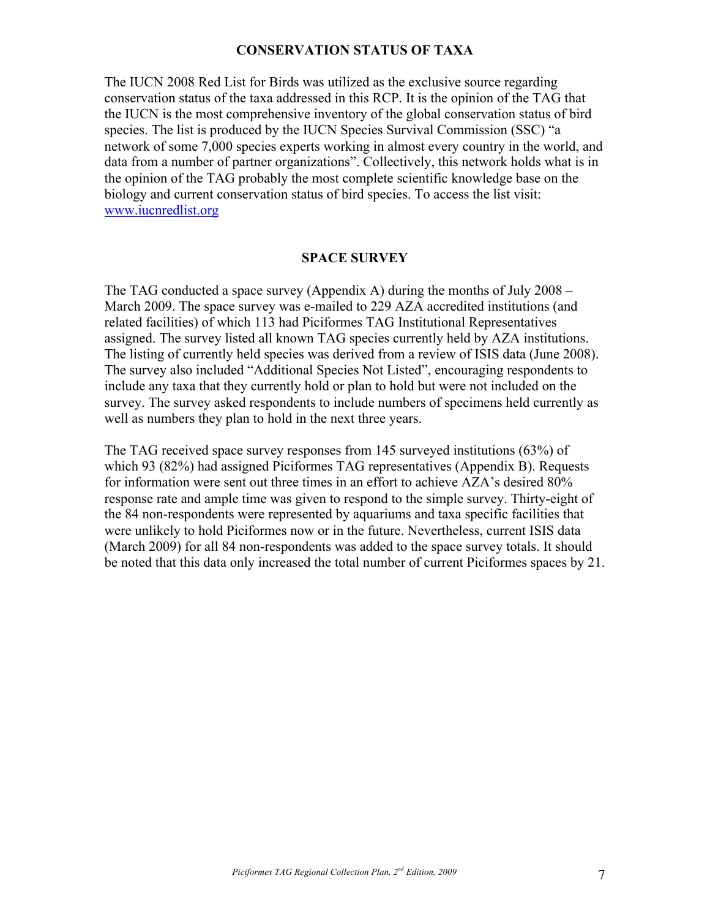## CONSERVATION STATUS OF TAXA

The IUCN 2008 Red List for Birds was utilized as the exclusive source regarding conservation status of the taxa addressed in this RCP. It is the opinion of the TAG that the IUCN is the most comprehensive inventory of the global conservation status of bird species. The list is produced by the IUCN Species Survival Commission (SSC) "a network of some 7,000 species experts working in almost every country in the world, and data from a number of partner organizations". Collectively, this network holds what is in the opinion of the TAG probably the most complete scientific knowledge base on the biology and current conservation status of bird species. To access the list visit: www.iucnredlist.org

## SPACE SURVEY

The TAG conducted a space survey (Appendix A) during the months of July 2008 – March 2009. The space survey was e-mailed to 229 AZA accredited institutions (and related facilities) of which 113 had Piciformes TAG Institutional Representatives assigned. The survey listed all known TAG species currently held by AZA institutions. The listing of currently held species was derived from a review of ISIS data (June 2008). The survey also included "Additional Species Not Listed", encouraging respondents to include any taxa that they currently hold or plan to hold but were not included on the survey. The survey asked respondents to include numbers of specimens held currently as well as numbers they plan to hold in the next three years.

The TAG received space survey responses from 145 surveyed institutions (63%) of which 93 (82%) had assigned Piciformes TAG representatives (Appendix B). Requests for information were sent out three times in an effort to achieve AZA's desired 80% response rate and ample time was given to respond to the simple survey. Thirty-eight of the 84 non-respondents were represented by aquariums and taxa specific facilities that were unlikely to hold Piciformes now or in the future. Nevertheless, current ISIS data (March 2009) for all 84 non-respondents was added to the space survey totals. It should be noted that this data only increased the total number of current Piciformes spaces by 21.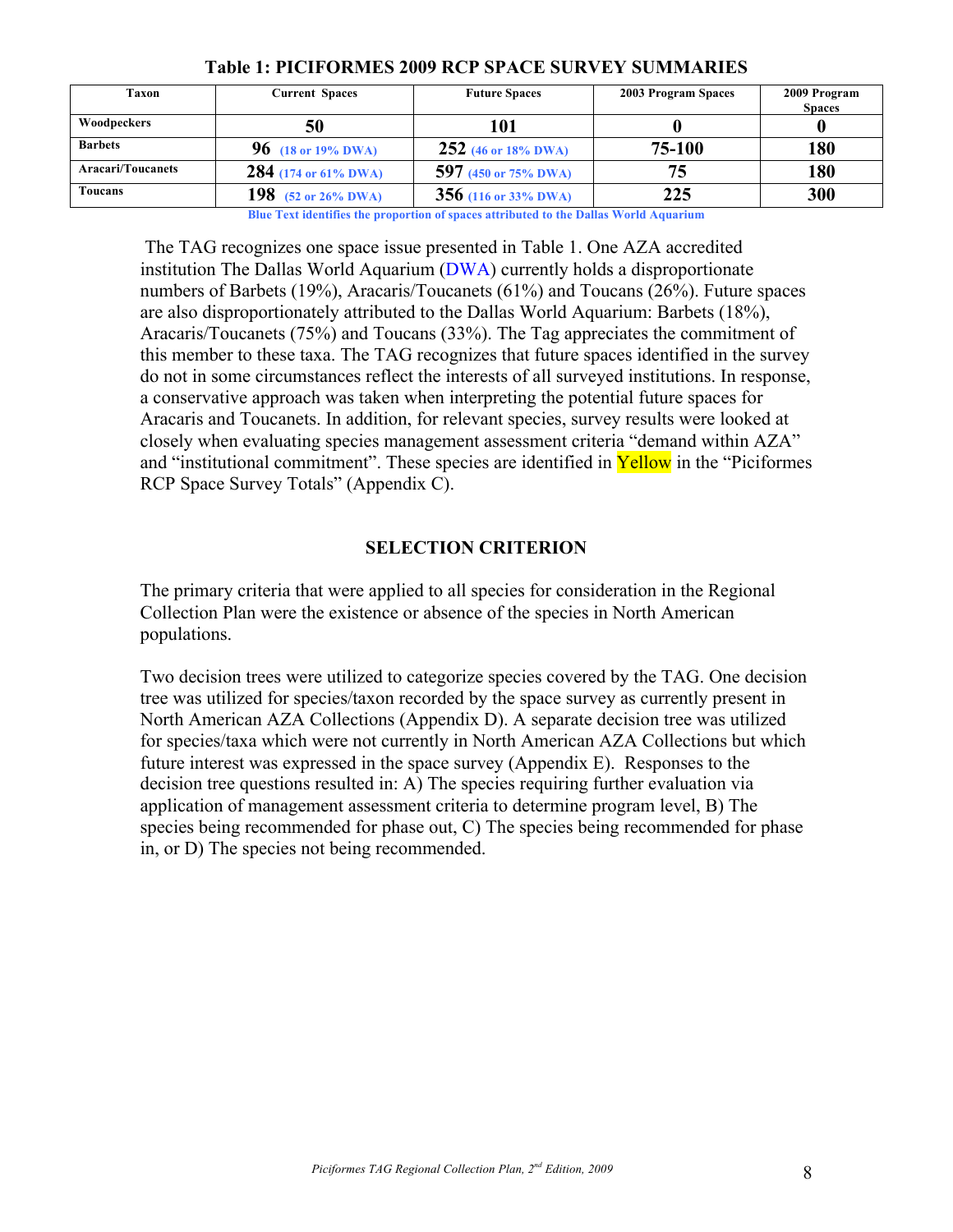**Table 1: PICIFORMES 2009 RCP SPACE SURVEY SUMMARIES**

| Taxon | Current Spaces | Future Spaces | 2003 Program Spaces | 2009 Program Spaces |
|---|---|---|---|---|
| Woodpeckers | 50 | 101 | 0 | 0 |
| Barbets | 96 (18 or 19% DWA) | 252 (46 or 18% DWA) | 75-100 | 180 |
| Aracari/Toucanets | 284 (174 or 61% DWA) | 597 (450 or 75% DWA) | 75 | 180 |
| Toucans | 198 (52 or 26% DWA) | 356 (116 or 33% DWA) | 225 | 300 |

Blue Text identifies the proportion of spaces attributed to the Dallas World Aquarium

The TAG recognizes one space issue presented in Table 1. One AZA accredited institution The Dallas World Aquarium (DWA) currently holds a disproportionate numbers of Barbets (19%), Aracaris/Toucanets (61%) and Toucans (26%). Future spaces are also disproportionately attributed to the Dallas World Aquarium: Barbets (18%), Aracaris/Toucanets (75%) and Toucans (33%). The Tag appreciates the commitment of this member to these taxa. The TAG recognizes that future spaces identified in the survey do not in some circumstances reflect the interests of all surveyed institutions. In response, a conservative approach was taken when interpreting the potential future spaces for Aracaris and Toucanets. In addition, for relevant species, survey results were looked at closely when evaluating species management assessment criteria "demand within AZA" and "institutional commitment". These species are identified in Yellow in the "Piciformes RCP Space Survey Totals" (Appendix C).

## SELECTION CRITERION

The primary criteria that were applied to all species for consideration in the Regional Collection Plan were the existence or absence of the species in North American populations.

Two decision trees were utilized to categorize species covered by the TAG. One decision tree was utilized for species/taxon recorded by the space survey as currently present in North American AZA Collections (Appendix D). A separate decision tree was utilized for species/taxa which were not currently in North American AZA Collections but which future interest was expressed in the space survey (Appendix E). Responses to the decision tree questions resulted in: A) The species requiring further evaluation via application of management assessment criteria to determine program level, B) The species being recommended for phase out, C) The species being recommended for phase in, or D) The species not being recommended.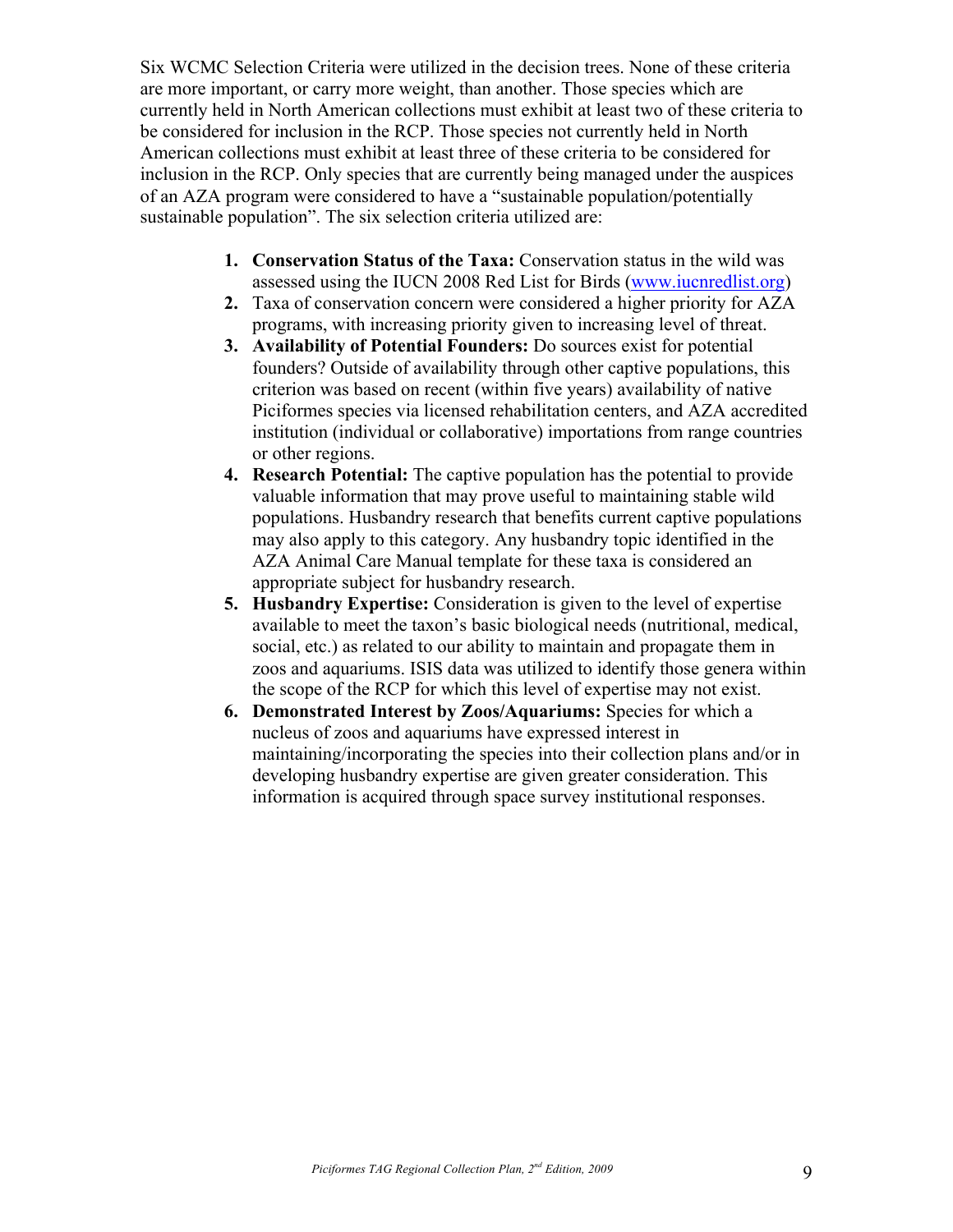Six WCMC Selection Criteria were utilized in the decision trees. None of these criteria are more important, or carry more weight, than another. Those species which are currently held in North American collections must exhibit at least two of these criteria to be considered for inclusion in the RCP. Those species not currently held in North American collections must exhibit at least three of these criteria to be considered for inclusion in the RCP. Only species that are currently being managed under the auspices of an AZA program were considered to have a "sustainable population/potentially sustainable population". The six selection criteria utilized are:

1. **Conservation Status of the Taxa:** Conservation status in the wild was assessed using the IUCN 2008 Red List for Birds (www.iucnredlist.org)
2. Taxa of conservation concern were considered a higher priority for AZA programs, with increasing priority given to increasing level of threat.
3. **Availability of Potential Founders:** Do sources exist for potential founders? Outside of availability through other captive populations, this criterion was based on recent (within five years) availability of native Piciformes species via licensed rehabilitation centers, and AZA accredited institution (individual or collaborative) importations from range countries or other regions.
4. **Research Potential:** The captive population has the potential to provide valuable information that may prove useful to maintaining stable wild populations. Husbandry research that benefits current captive populations may also apply to this category. Any husbandry topic identified in the AZA Animal Care Manual template for these taxa is considered an appropriate subject for husbandry research.
5. **Husbandry Expertise:** Consideration is given to the level of expertise available to meet the taxon's basic biological needs (nutritional, medical, social, etc.) as related to our ability to maintain and propagate them in zoos and aquariums. ISIS data was utilized to identify those genera within the scope of the RCP for which this level of expertise may not exist.
6. **Demonstrated Interest by Zoos/Aquariums:** Species for which a nucleus of zoos and aquariums have expressed interest in maintaining/incorporating the species into their collection plans and/or in developing husbandry expertise are given greater consideration. This information is acquired through space survey institutional responses.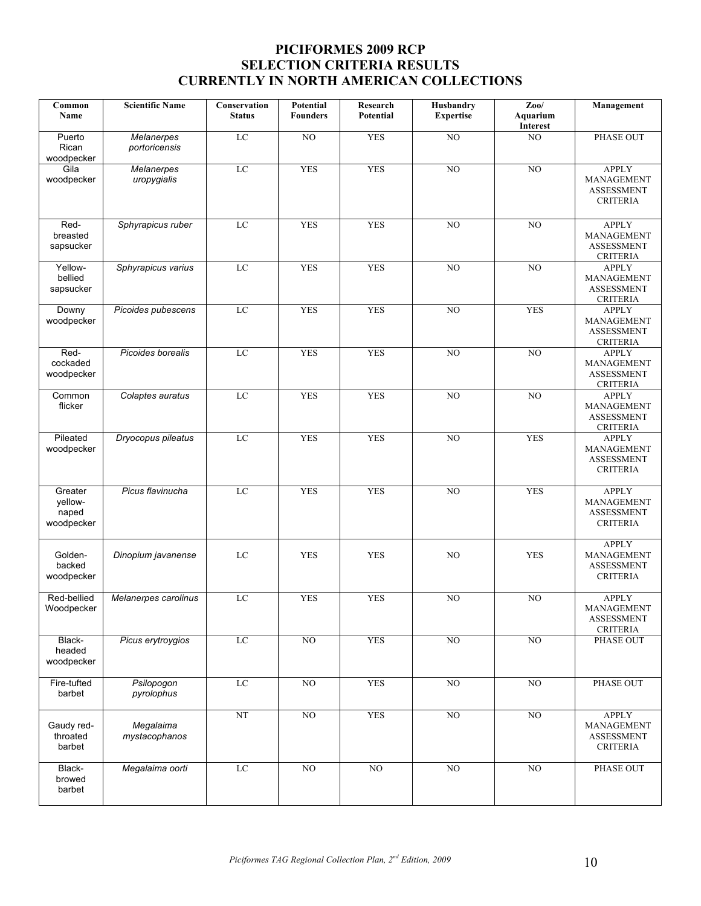# PICIFORMES 2009 RCP
## SELECTION CRITERIA RESULTS
## CURRENTLY IN NORTH AMERICAN COLLECTIONS

| Common Name | Scientific Name | Conservation Status | Potential Founders | Research Potential | Husbandry Expertise | Zoo/ Aquarium Interest | Management |
|---|---|---|---|---|---|---|---|
| Puerto Rican woodpecker | *Melanerpes portoricensis* | LC | NO | YES | NO | NO | PHASE OUT |
| Gila woodpecker | *Melanerpes uropygialis* | LC | YES | YES | NO | NO | APPLY MANAGEMENT ASSESSMENT CRITERIA |
| Red-breasted sapsucker | *Sphyrapicus ruber* | LC | YES | YES | NO | NO | APPLY MANAGEMENT ASSESSMENT CRITERIA |
| Yellow-bellied sapsucker | *Sphyrapicus varius* | LC | YES | YES | NO | NO | APPLY MANAGEMENT ASSESSMENT CRITERIA |
| Downy woodpecker | *Picoides pubescens* | LC | YES | YES | NO | YES | APPLY MANAGEMENT ASSESSMENT CRITERIA |
| Red-cockaded woodpecker | *Picoides borealis* | LC | YES | YES | NO | NO | APPLY MANAGEMENT ASSESSMENT CRITERIA |
| Common flicker | *Colaptes auratus* | LC | YES | YES | NO | NO | APPLY MANAGEMENT ASSESSMENT CRITERIA |
| Pileated woodpecker | *Dryocopus pileatus* | LC | YES | YES | NO | YES | APPLY MANAGEMENT ASSESSMENT CRITERIA |
| Greater yellow-naped woodpecker | *Picus flavinucha* | LC | YES | YES | NO | YES | APPLY MANAGEMENT ASSESSMENT CRITERIA |
| Golden-backed woodpecker | *Dinopium javanense* | LC | YES | YES | NO | YES | APPLY MANAGEMENT ASSESSMENT CRITERIA |
| Red-bellied Woodpecker | *Melanerpes carolinus* | LC | YES | YES | NO | NO | APPLY MANAGEMENT ASSESSMENT CRITERIA |
| Black-headed woodpecker | *Picus erytroygios* | LC | NO | YES | NO | NO | PHASE OUT |
| Fire-tufted barbet | *Psilopogon pyrolophus* | LC | NO | YES | NO | NO | PHASE OUT |
| Gaudy red-throated barbet | *Megalaima mystacophanos* | NT | NO | YES | NO | NO | APPLY MANAGEMENT ASSESSMENT CRITERIA |
| Black-browed barbet | *Megalaima oorti* | LC | NO | NO | NO | NO | PHASE OUT |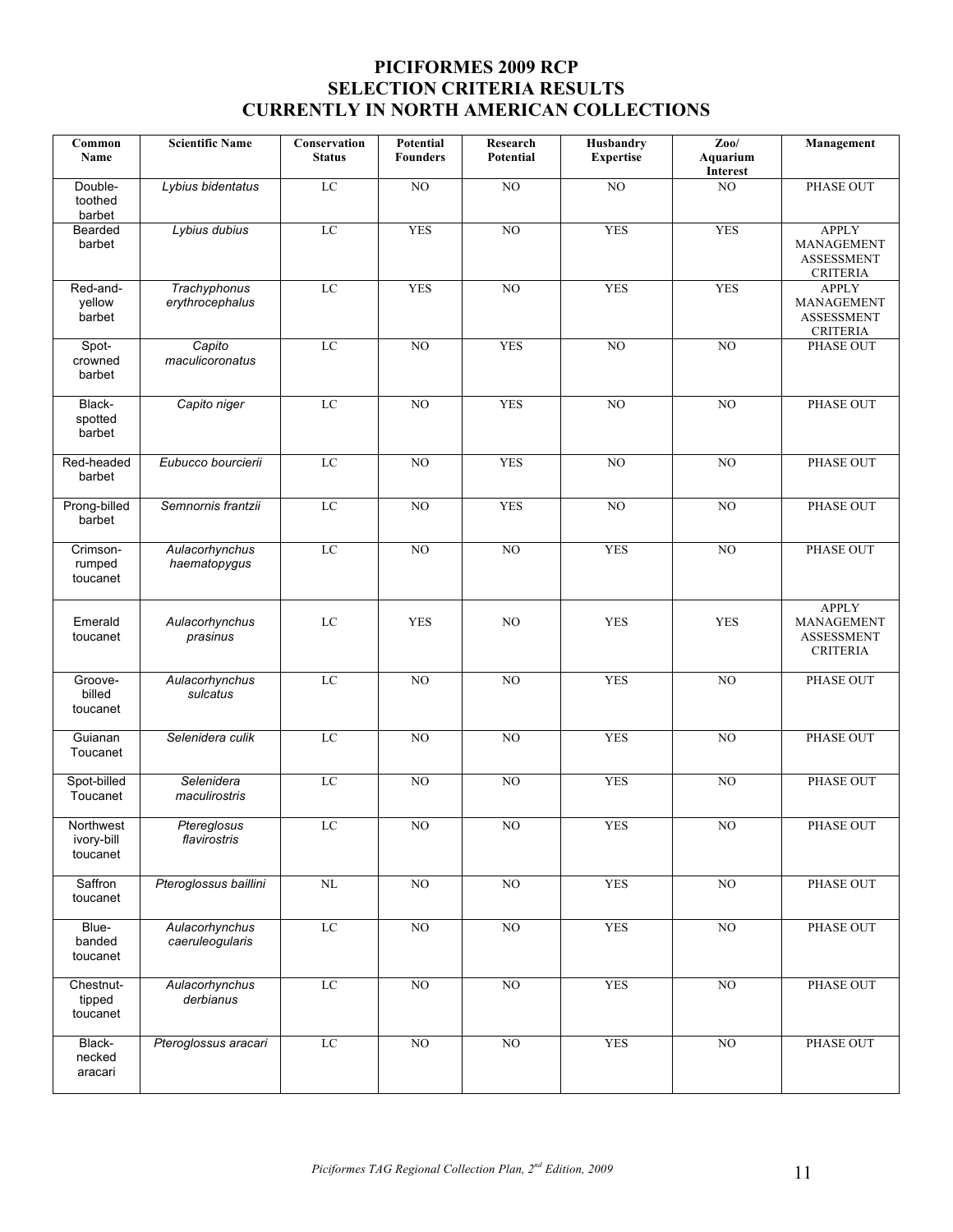# PICIFORMES 2009 RCP
# SELECTION CRITERIA RESULTS
# CURRENTLY IN NORTH AMERICAN COLLECTIONS

| Common Name | Scientific Name | Conservation Status | Potential Founders | Research Potential | Husbandry Expertise | Zoo/ Aquarium Interest | Management |
|---|---|---|---|---|---|---|---|
| Double-toothed barbet | *Lybius bidentatus* | LC | NO | NO | NO | NO | PHASE OUT |
| Bearded barbet | *Lybius dubius* | LC | YES | NO | YES | YES | APPLY MANAGEMENT ASSESSMENT CRITERIA |
| Red-and-yellow barbet | *Trachyphonus erythrocephalus* | LC | YES | NO | YES | YES | APPLY MANAGEMENT ASSESSMENT CRITERIA |
| Spot-crowned barbet | *Capito maculicoronatus* | LC | NO | YES | NO | NO | PHASE OUT |
| Black-spotted barbet | *Capito niger* | LC | NO | YES | NO | NO | PHASE OUT |
| Red-headed barbet | *Eubucco bourcierii* | LC | NO | YES | NO | NO | PHASE OUT |
| Prong-billed barbet | *Semnornis frantzii* | LC | NO | YES | NO | NO | PHASE OUT |
| Crimson-rumped toucanet | *Aulacorhynchus haematopygus* | LC | NO | NO | YES | NO | PHASE OUT |
| Emerald toucanet | *Aulacorhynchus prasinus* | LC | YES | NO | YES | YES | APPLY MANAGEMENT ASSESSMENT CRITERIA |
| Groove-billed toucanet | *Aulacorhynchus sulcatus* | LC | NO | NO | YES | NO | PHASE OUT |
| Guianan Toucanet | *Selenidera culik* | LC | NO | NO | YES | NO | PHASE OUT |
| Spot-billed Toucanet | *Selenidera maculirostris* | LC | NO | NO | YES | NO | PHASE OUT |
| Northwest ivory-bill toucanet | *Ptereglosus flavirostris* | LC | NO | NO | YES | NO | PHASE OUT |
| Saffron toucanet | *Pteroglossus baillini* | NL | NO | NO | YES | NO | PHASE OUT |
| Blue-banded toucanet | *Aulacorhynchus caeruleogularis* | LC | NO | NO | YES | NO | PHASE OUT |
| Chestnut-tipped toucanet | *Aulacorhynchus derbianus* | LC | NO | NO | YES | NO | PHASE OUT |
| Black-necked aracari | *Pteroglossus aracari* | LC | NO | NO | YES | NO | PHASE OUT |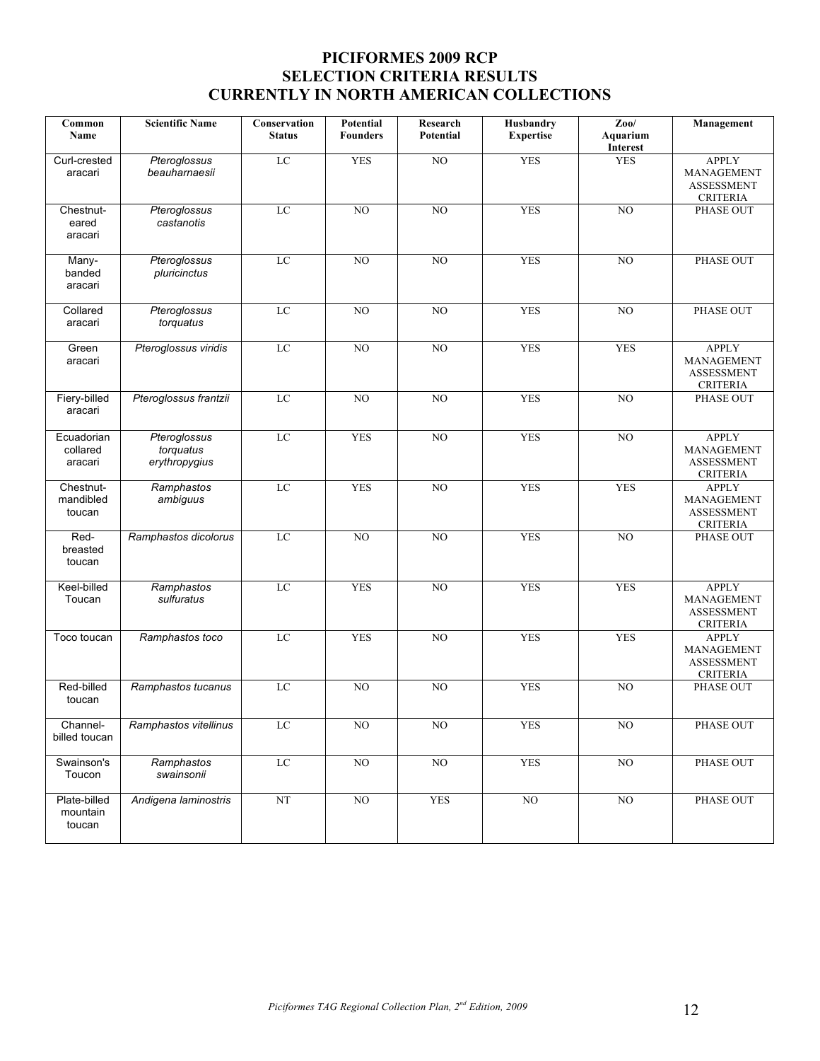# PICIFORMES 2009 RCP
# SELECTION CRITERIA RESULTS
# CURRENTLY IN NORTH AMERICAN COLLECTIONS

| Common Name | Scientific Name | Conservation Status | Potential Founders | Research Potential | Husbandry Expertise | Zoo/ Aquarium Interest | Management |
|---|---|---|---|---|---|---|---|
| Curl-crested aracari | *Pteroglossus beauharnaesii* | LC | YES | NO | YES | YES | APPLY MANAGEMENT ASSESSMENT CRITERIA |
| Chestnut-eared aracari | *Pteroglossus castanotis* | LC | NO | NO | YES | NO | PHASE OUT |
| Many-banded aracari | *Pteroglossus pluricinctus* | LC | NO | NO | YES | NO | PHASE OUT |
| Collared aracari | *Pteroglossus torquatus* | LC | NO | NO | YES | NO | PHASE OUT |
| Green aracari | *Pteroglossus viridis* | LC | NO | NO | YES | YES | APPLY MANAGEMENT ASSESSMENT CRITERIA |
| Fiery-billed aracari | *Pteroglossus frantzii* | LC | NO | NO | YES | NO | PHASE OUT |
| Ecuadorian collared aracari | *Pteroglossus torquatus erythropygius* | LC | YES | NO | YES | NO | APPLY MANAGEMENT ASSESSMENT CRITERIA |
| Chestnut-mandibled toucan | *Ramphastos ambiguus* | LC | YES | NO | YES | YES | APPLY MANAGEMENT ASSESSMENT CRITERIA |
| Red-breasted toucan | *Ramphastos dicolorus* | LC | NO | NO | YES | NO | PHASE OUT |
| Keel-billed Toucan | *Ramphastos sulfuratus* | LC | YES | NO | YES | YES | APPLY MANAGEMENT ASSESSMENT CRITERIA |
| Toco toucan | *Ramphastos toco* | LC | YES | NO | YES | YES | APPLY MANAGEMENT ASSESSMENT CRITERIA |
| Red-billed toucan | *Ramphastos tucanus* | LC | NO | NO | YES | NO | PHASE OUT |
| Channel-billed toucan | *Ramphastos vitellinus* | LC | NO | NO | YES | NO | PHASE OUT |
| Swainson's Toucon | *Ramphastos swainsonii* | LC | NO | NO | YES | NO | PHASE OUT |
| Plate-billed mountain toucan | *Andigena laminostris* | NT | NO | YES | NO | NO | PHASE OUT |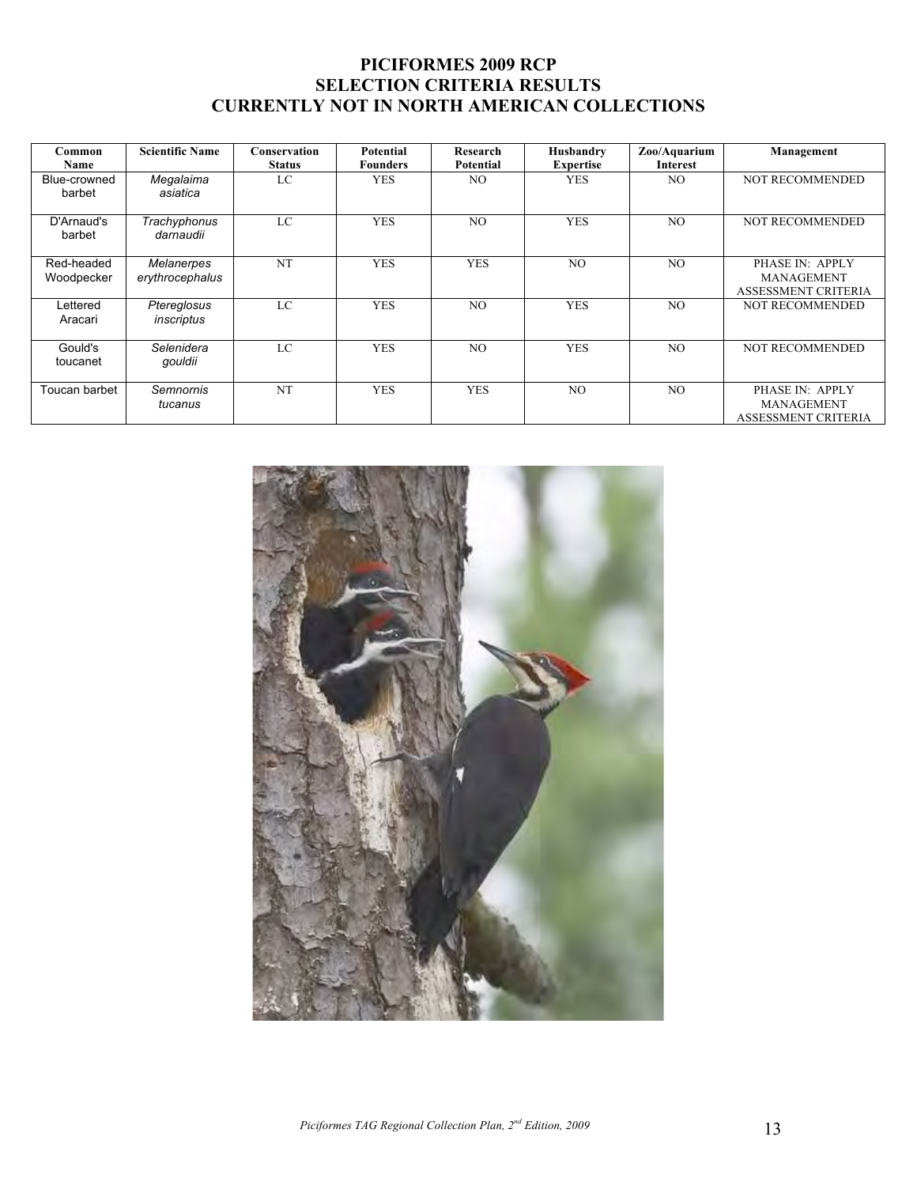# PICIFORMES 2009 RCP
## SELECTION CRITERIA RESULTS
## CURRENTLY NOT IN NORTH AMERICAN COLLECTIONS

| Common Name | Scientific Name | Conservation Status | Potential Founders | Research Potential | Husbandry Expertise | Zoo/Aquarium Interest | Management |
|---|---|---|---|---|---|---|---|
| Blue-crowned barbet | *Megalaima asiatica* | LC | YES | NO | YES | NO | NOT RECOMMENDED |
| D'Arnaud's barbet | *Trachyphonus darnaudii* | LC | YES | NO | YES | NO | NOT RECOMMENDED |
| Red-headed Woodpecker | *Melanerpes erythrocephalus* | NT | YES | YES | NO | NO | PHASE IN: APPLY MANAGEMENT ASSESSMENT CRITERIA |
| Lettered Aracari | *Ptereglosus inscriptus* | LC | YES | NO | YES | NO | NOT RECOMMENDED |
| Gould's toucanet | *Selenidera gouldii* | LC | YES | NO | YES | NO | NOT RECOMMENDED |
| Toucan barbet | *Semnornis tucanus* | NT | YES | YES | NO | NO | PHASE IN: APPLY MANAGEMENT ASSESSMENT CRITERIA |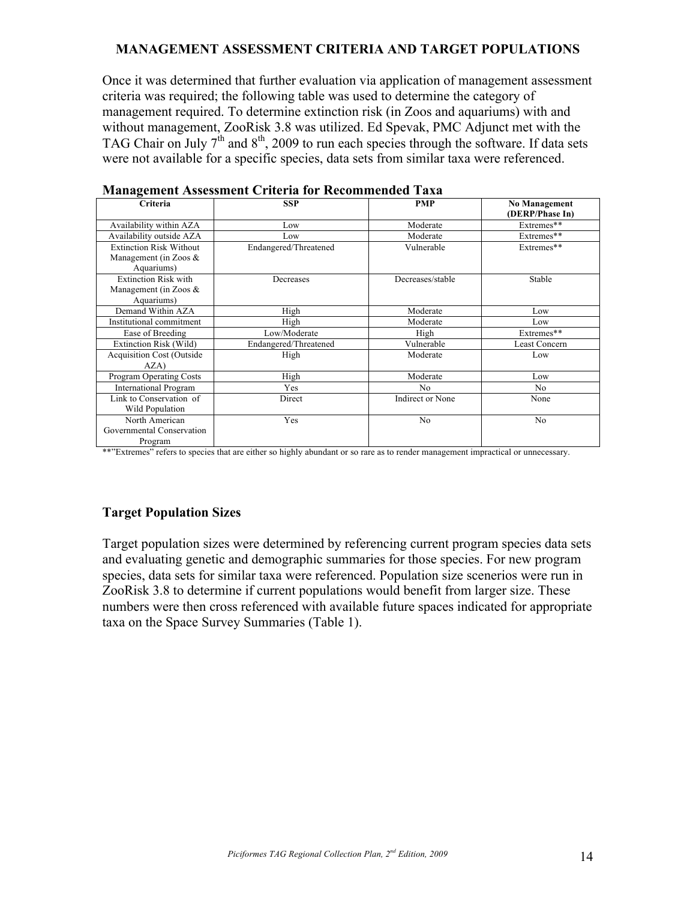## MANAGEMENT ASSESSMENT CRITERIA AND TARGET POPULATIONS

Once it was determined that further evaluation via application of management assessment criteria was required; the following table was used to determine the category of management required. To determine extinction risk (in Zoos and aquariums) with and without management, ZooRisk 3.8 was utilized. Ed Spevak, PMC Adjunct met with the TAG Chair on July 7th and 8th, 2009 to run each species through the software. If data sets were not available for a specific species, data sets from similar taxa were referenced.

### Management Assessment Criteria for Recommended Taxa

| Criteria | SSP | PMP | No Management (DERP/Phase In) |
|---|---|---|---|
| Availability within AZA | Low | Moderate | Extremes** |
| Availability outside AZA | Low | Moderate | Extremes** |
| Extinction Risk Without Management (in Zoos & Aquariums) | Endangered/Threatened | Vulnerable | Extremes** |
| Extinction Risk with Management (in Zoos & Aquariums) | Decreases | Decreases/stable | Stable |
| Demand Within AZA | High | Moderate | Low |
| Institutional commitment | High | Moderate | Low |
| Ease of Breeding | Low/Moderate | High | Extremes** |
| Extinction Risk (Wild) | Endangered/Threatened | Vulnerable | Least Concern |
| Acquisition Cost (Outside AZA) | High | Moderate | Low |
| Program Operating Costs | High | Moderate | Low |
| International Program | Yes | No | No |
| Link to Conservation of Wild Population | Direct | Indirect or None | None |
| North American Governmental Conservation Program | Yes | No | No |

**"Extremes" refers to species that are either so highly abundant or so rare as to render management impractical or unnecessary.

### Target Population Sizes

Target population sizes were determined by referencing current program species data sets and evaluating genetic and demographic summaries for those species. For new program species, data sets for similar taxa were referenced. Population size scenerios were run in ZooRisk 3.8 to determine if current populations would benefit from larger size. These numbers were then cross referenced with available future spaces indicated for appropriate taxa on the Space Survey Summaries (Table 1).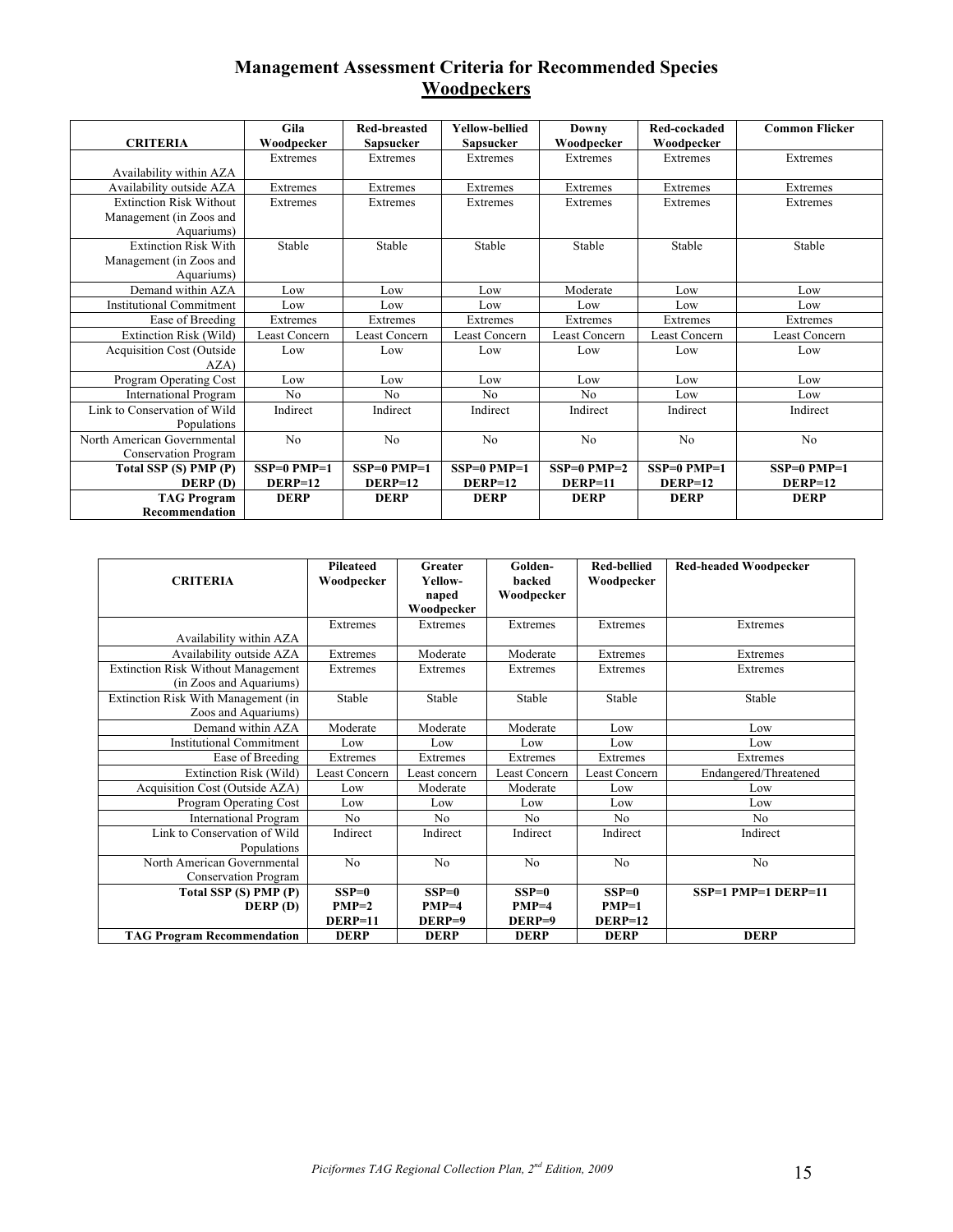# Management Assessment Criteria for Recommended Species

## Woodpeckers

| CRITERIA | Gila Woodpecker | Red-breasted Sapsucker | Yellow-bellied Sapsucker | Downy Woodpecker | Red-cockaded Woodpecker | Common Flicker |
|---|---|---|---|---|---|---|
| Availability within AZA | Extremes | Extremes | Extremes | Extremes | Extremes | Extremes |
| Availability outside AZA | Extremes | Extremes | Extremes | Extremes | Extremes | Extremes |
| Extinction Risk Without Management (in Zoos and Aquariums) | Extremes | Extremes | Extremes | Extremes | Extremes | Extremes |
| Extinction Risk With Management (in Zoos and Aquariums) | Stable | Stable | Stable | Stable | Stable | Stable |
| Demand within AZA | Low | Low | Low | Moderate | Low | Low |
| Institutional Commitment | Low | Low | Low | Low | Low | Low |
| Ease of Breeding | Extremes | Extremes | Extremes | Extremes | Extremes | Extremes |
| Extinction Risk (Wild) | Least Concern | Least Concern | Least Concern | Least Concern | Least Concern | Least Concern |
| Acquisition Cost (Outside AZA) | Low | Low | Low | Low | Low | Low |
| Program Operating Cost | Low | Low | Low | Low | Low | Low |
| International Program | No | No | No | No | Low | Low |
| Link to Conservation of Wild Populations | Indirect | Indirect | Indirect | Indirect | Indirect | Indirect |
| North American Governmental Conservation Program | No | No | No | No | No | No |
| **Total SSP (S) PMP (P) DERP (D)** | **SSP=0 PMP=1 DERP=12** | **SSP=0 PMP=1 DERP=12** | **SSP=0 PMP=1 DERP=12** | **SSP=0 PMP=2 DERP=11** | **SSP=0 PMP=1 DERP=12** | **SSP=0 PMP=1 DERP=12** |
| **TAG Program Recommendation** | **DERP** | **DERP** | **DERP** | **DERP** | **DERP** | **DERP** |

| CRITERIA | Pileateed Woodpecker | Greater Yellow-naped Woodpecker | Golden-backed Woodpecker | Red-bellied Woodpecker | Red-headed Woodpecker |
|---|---|---|---|---|---|
| Availability within AZA | Extremes | Extremes | Extremes | Extremes | Extremes |
| Availability outside AZA | Extremes | Moderate | Moderate | Extremes | Extremes |
| Extinction Risk Without Management (in Zoos and Aquariums) | Extremes | Extremes | Extremes | Extremes | Extremes |
| Extinction Risk With Management (in Zoos and Aquariums) | Stable | Stable | Stable | Stable | Stable |
| Demand within AZA | Moderate | Moderate | Moderate | Low | Low |
| Institutional Commitment | Low | Low | Low | Low | Low |
| Ease of Breeding | Extremes | Extremes | Extremes | Extremes | Extremes |
| Extinction Risk (Wild) | Least Concern | Least concern | Least Concern | Least Concern | Endangered/Threatened |
| Acquisition Cost (Outside AZA) | Low | Moderate | Moderate | Low | Low |
| Program Operating Cost | Low | Low | Low | Low | Low |
| International Program | No | No | No | No | No |
| Link to Conservation of Wild Populations | Indirect | Indirect | Indirect | Indirect | Indirect |
| North American Governmental Conservation Program | No | No | No | No | No |
| **Total SSP (S) PMP (P) DERP (D)** | **SSP=0 PMP=2 DERP=11** | **SSP=0 PMP=4 DERP=9** | **SSP=0 PMP=4 DERP=9** | **SSP=0 PMP=1 DERP=12** | **SSP=1 PMP=1 DERP=11** |
| **TAG Program Recommendation** | **DERP** | **DERP** | **DERP** | **DERP** | **DERP** |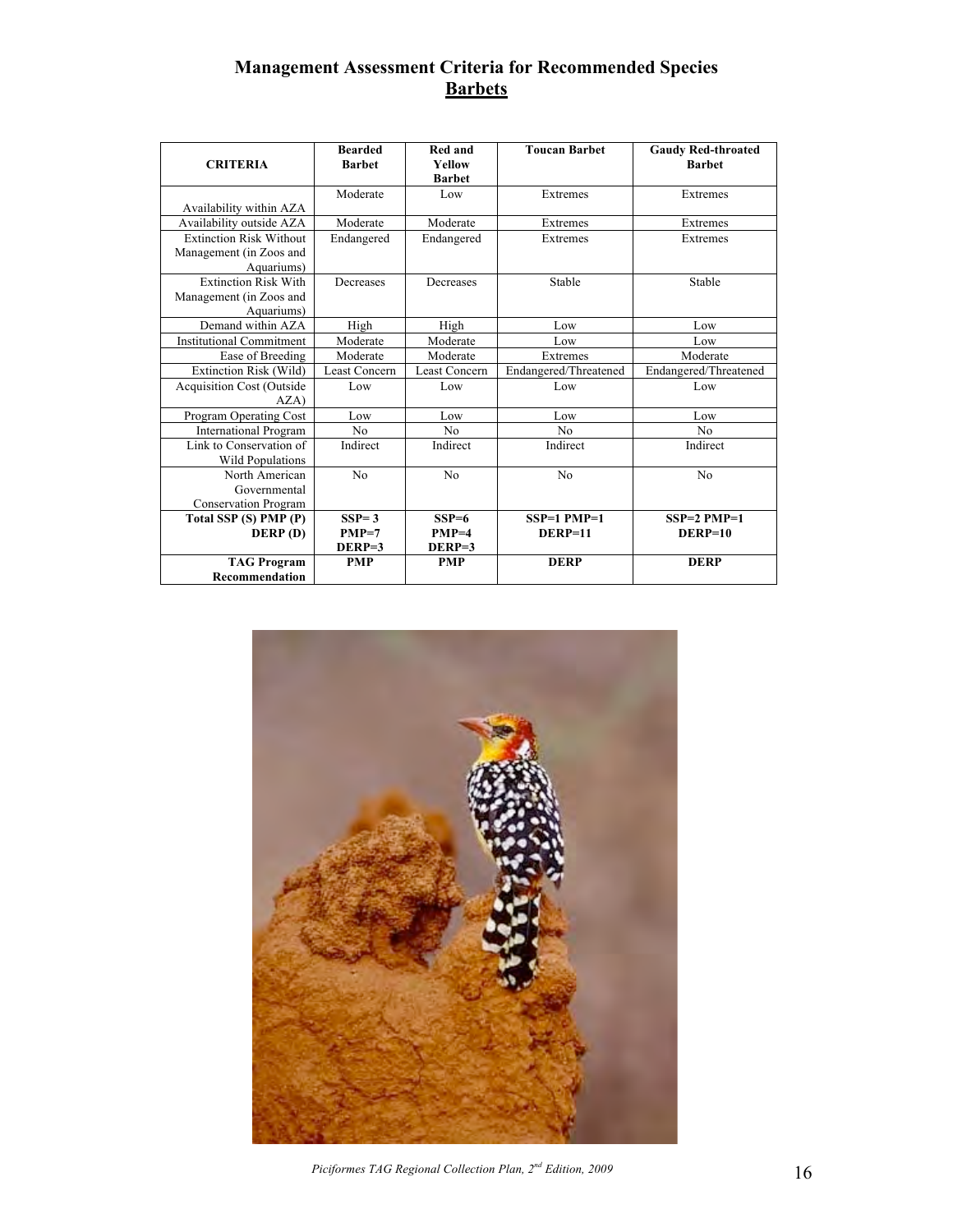# Management Assessment Criteria for Recommended Species
## Barbets

| CRITERIA | Bearded Barbet | Red and Yellow Barbet | Toucan Barbet | Gaudy Red-throated Barbet |
|---|---|---|---|---|
| Availability within AZA | Moderate | Low | Extremes | Extremes |
| Availability outside AZA | Moderate | Moderate | Extremes | Extremes |
| Extinction Risk Without Management (in Zoos and Aquariums) | Endangered | Endangered | Extremes | Extremes |
| Extinction Risk With Management (in Zoos and Aquariums) | Decreases | Decreases | Stable | Stable |
| Demand within AZA | High | High | Low | Low |
| Institutional Commitment | Moderate | Moderate | Low | Low |
| Ease of Breeding | Moderate | Moderate | Extremes | Moderate |
| Extinction Risk (Wild) | Least Concern | Least Concern | Endangered/Threatened | Endangered/Threatened |
| Acquisition Cost (Outside AZA) | Low | Low | Low | Low |
| Program Operating Cost | Low | Low | Low | Low |
| International Program | No | No | No | No |
| Link to Conservation of Wild Populations | Indirect | Indirect | Indirect | Indirect |
| North American Governmental Conservation Program | No | No | No | No |
| **Total SSP (S) PMP (P) DERP (D)** | **SSP= 3 PMP=7 DERP=3** | **SSP=6 PMP=4 DERP=3** | **SSP=1 PMP=1 DERP=11** | **SSP=2 PMP=1 DERP=10** |
| **TAG Program Recommendation** | **PMP** | **PMP** | **DERP** | **DERP** |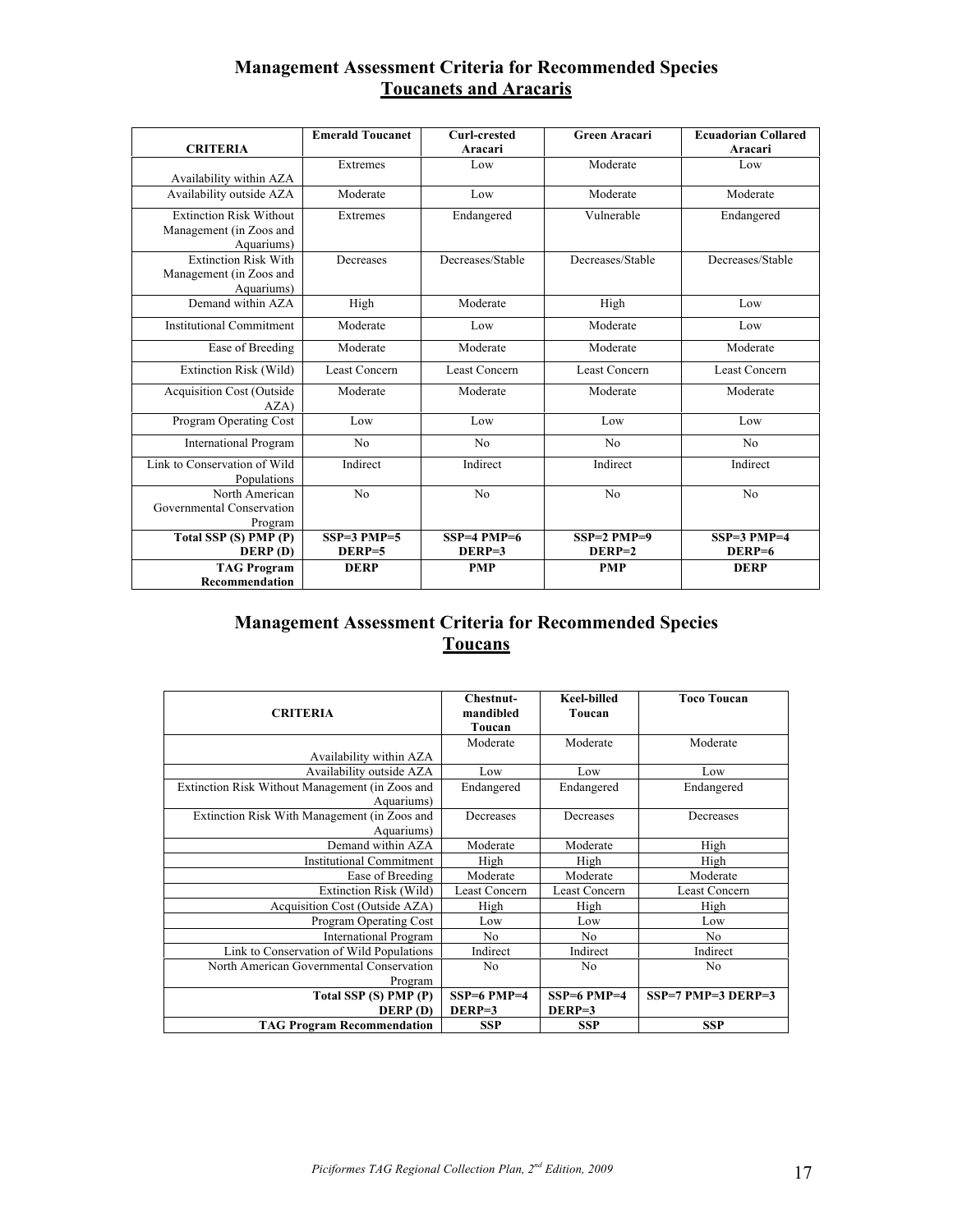## Management Assessment Criteria for Recommended Species
## Toucanets and Aracaris

| CRITERIA | Emerald Toucanet | Curl-crested Aracari | Green Aracari | Ecuadorian Collared Aracari |
|---|---|---|---|---|
| Availability within AZA | Extremes | Low | Moderate | Low |
| Availability outside AZA | Moderate | Low | Moderate | Moderate |
| Extinction Risk Without Management (in Zoos and Aquariums) | Extremes | Endangered | Vulnerable | Endangered |
| Extinction Risk With Management (in Zoos and Aquariums) | Decreases | Decreases/Stable | Decreases/Stable | Decreases/Stable |
| Demand within AZA | High | Moderate | High | Low |
| Institutional Commitment | Moderate | Low | Moderate | Low |
| Ease of Breeding | Moderate | Moderate | Moderate | Moderate |
| Extinction Risk (Wild) | Least Concern | Least Concern | Least Concern | Least Concern |
| Acquisition Cost (Outside AZA) | Moderate | Moderate | Moderate | Moderate |
| Program Operating Cost | Low | Low | Low | Low |
| International Program | No | No | No | No |
| Link to Conservation of Wild Populations | Indirect | Indirect | Indirect | Indirect |
| North American Governmental Conservation Program | No | No | No | No |
| **Total SSP (S) PMP (P) DERP (D)** | **SSP=3 PMP=5 DERP=5** | **SSP=4 PMP=6 DERP=3** | **SSP=2 PMP=9 DERP=2** | **SSP=3 PMP=4 DERP=6** |
| **TAG Program Recommendation** | **DERP** | **PMP** | **PMP** | **DERP** |

## Management Assessment Criteria for Recommended Species
## Toucans

| CRITERIA | Chestnut-mandibled Toucan | Keel-billed Toucan | Toco Toucan |
|---|---|---|---|
| Availability within AZA | Moderate | Moderate | Moderate |
| Availability outside AZA | Low | Low | Low |
| Extinction Risk Without Management (in Zoos and Aquariums) | Endangered | Endangered | Endangered |
| Extinction Risk With Management (in Zoos and Aquariums) | Decreases | Decreases | Decreases |
| Demand within AZA | Moderate | Moderate | High |
| Institutional Commitment | High | High | High |
| Ease of Breeding | Moderate | Moderate | Moderate |
| Extinction Risk (Wild) | Least Concern | Least Concern | Least Concern |
| Acquisition Cost (Outside AZA) | High | High | High |
| Program Operating Cost | Low | Low | Low |
| International Program | No | No | No |
| Link to Conservation of Wild Populations | Indirect | Indirect | Indirect |
| North American Governmental Conservation Program | No | No | No |
| **Total SSP (S) PMP (P) DERP (D)** | **SSP=6 PMP=4 DERP=3** | **SSP=6 PMP=4 DERP=3** | **SSP=7 PMP=3 DERP=3** |
| **TAG Program Recommendation** | **SSP** | **SSP** | **SSP** |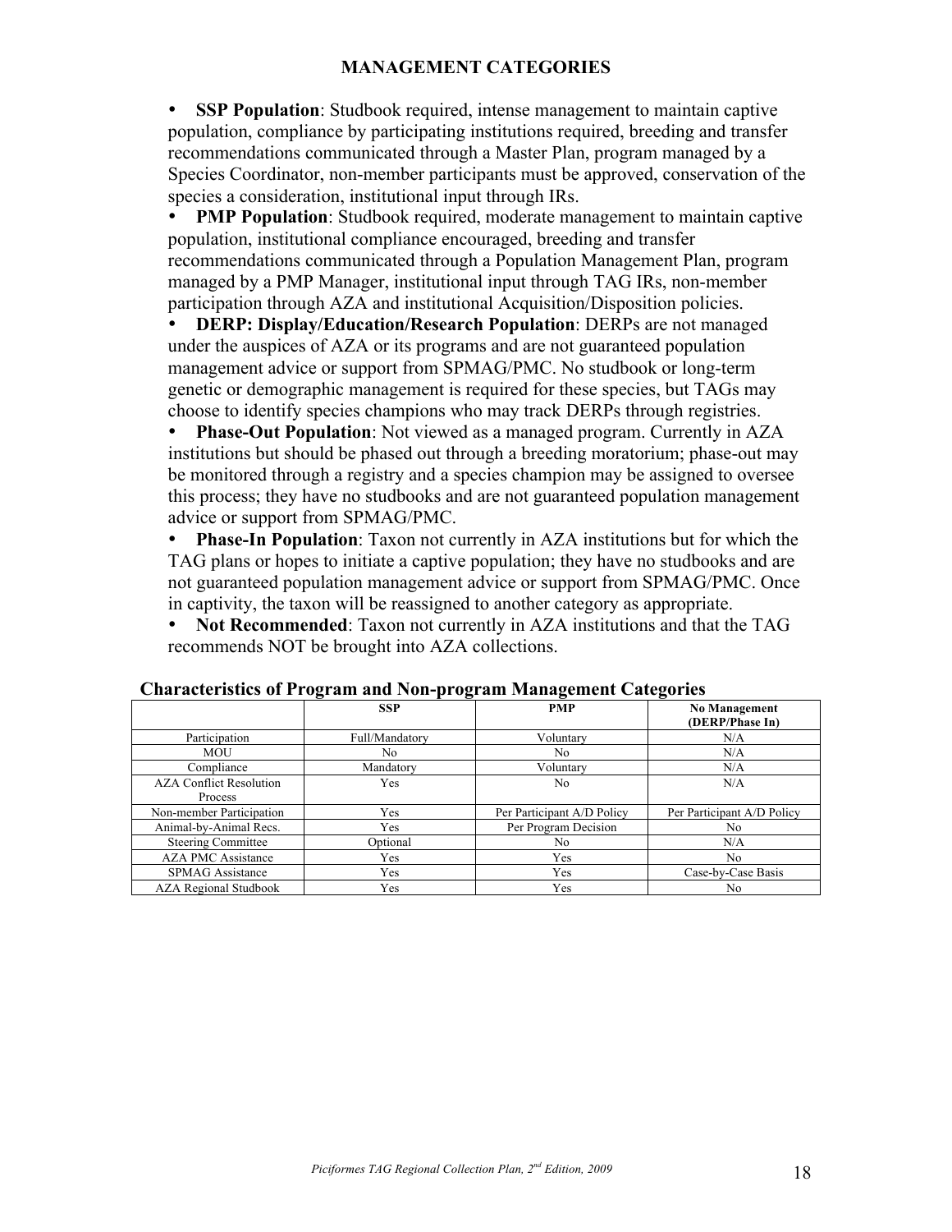## MANAGEMENT CATEGORIES

- **SSP Population**: Studbook required, intense management to maintain captive population, compliance by participating institutions required, breeding and transfer recommendations communicated through a Master Plan, program managed by a Species Coordinator, non-member participants must be approved, conservation of the species a consideration, institutional input through IRs.
- **PMP Population**: Studbook required, moderate management to maintain captive population, institutional compliance encouraged, breeding and transfer recommendations communicated through a Population Management Plan, program managed by a PMP Manager, institutional input through TAG IRs, non-member participation through AZA and institutional Acquisition/Disposition policies.
- **DERP: Display/Education/Research Population**: DERPs are not managed under the auspices of AZA or its programs and are not guaranteed population management advice or support from SPMAG/PMC. No studbook or long-term genetic or demographic management is required for these species, but TAGs may choose to identify species champions who may track DERPs through registries.
- **Phase-Out Population**: Not viewed as a managed program. Currently in AZA institutions but should be phased out through a breeding moratorium; phase-out may be monitored through a registry and a species champion may be assigned to oversee this process; they have no studbooks and are not guaranteed population management advice or support from SPMAG/PMC.
- **Phase-In Population**: Taxon not currently in AZA institutions but for which the TAG plans or hopes to initiate a captive population; they have no studbooks and are not guaranteed population management advice or support from SPMAG/PMC. Once in captivity, the taxon will be reassigned to another category as appropriate.
- **Not Recommended**: Taxon not currently in AZA institutions and that the TAG recommends NOT be brought into AZA collections.

**Characteristics of Program and Non-program Management Categories**

| | SSP | PMP | No Management (DERP/Phase In) |
|---|---|---|---|
| Participation | Full/Mandatory | Voluntary | N/A |
| MOU | No | No | N/A |
| Compliance | Mandatory | Voluntary | N/A |
| AZA Conflict Resolution Process | Yes | No | N/A |
| Non-member Participation | Yes | Per Participant A/D Policy | Per Participant A/D Policy |
| Animal-by-Animal Recs. | Yes | Per Program Decision | No |
| Steering Committee | Optional | No | N/A |
| AZA PMC Assistance | Yes | Yes | No |
| SPMAG Assistance | Yes | Yes | Case-by-Case Basis |
| AZA Regional Studbook | Yes | Yes | No |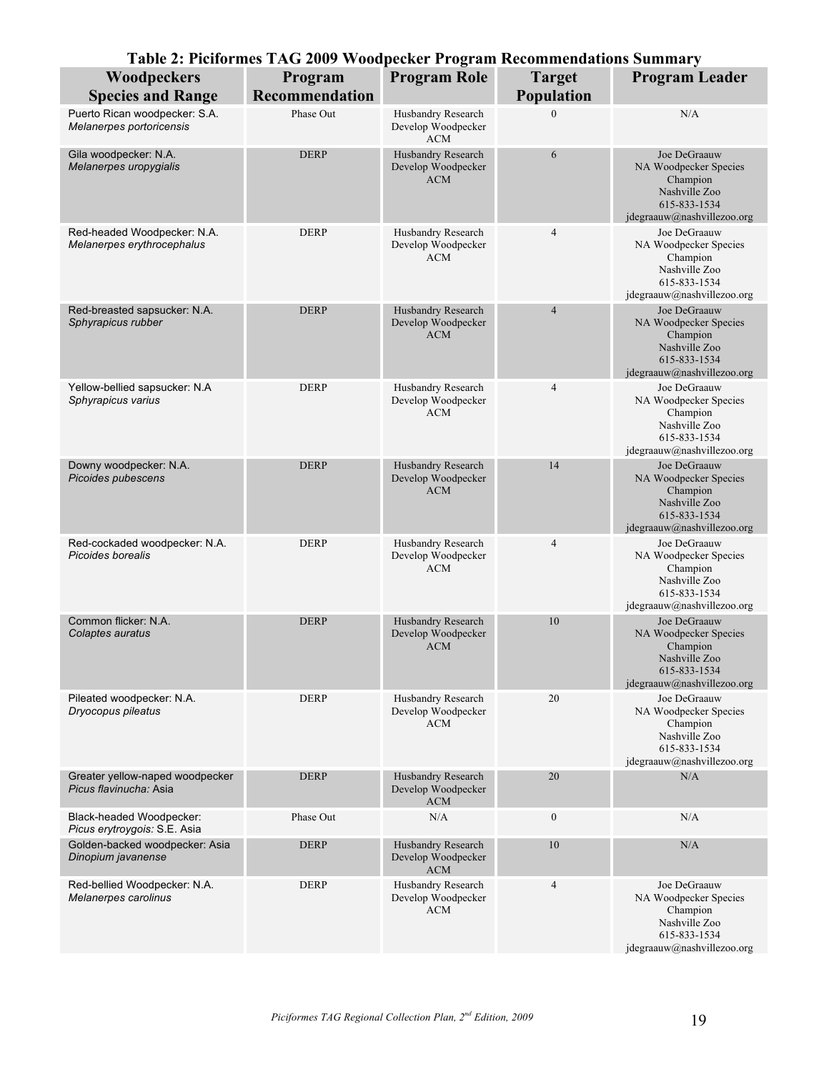**Table 2: Piciformes TAG 2009 Woodpecker Program Recommendations Summary**

| Woodpeckers Species and Range | Program Recommendation | Program Role | Target Population | Program Leader |
|---|---|---|---|---|
| Puerto Rican woodpecker: S.A. *Melanerpes portoricensis* | Phase Out | Husbandry Research Develop Woodpecker ACM | 0 | N/A |
| Gila woodpecker: N.A. *Melanerpes uropygialis* | DERP | Husbandry Research Develop Woodpecker ACM | 6 | Joe DeGraauw NA Woodpecker Species Champion Nashville Zoo 615-833-1534 jdegraauw@nashvillezoo.org |
| Red-headed Woodpecker: N.A. *Melanerpes erythrocephalus* | DERP | Husbandry Research Develop Woodpecker ACM | 4 | Joe DeGraauw NA Woodpecker Species Champion Nashville Zoo 615-833-1534 jdegraauw@nashvillezoo.org |
| Red-breasted sapsucker: N.A. *Sphyrapicus rubber* | DERP | Husbandry Research Develop Woodpecker ACM | 4 | Joe DeGraauw NA Woodpecker Species Champion Nashville Zoo 615-833-1534 jdegraauw@nashvillezoo.org |
| Yellow-bellied sapsucker: N.A *Sphyrapicus varius* | DERP | Husbandry Research Develop Woodpecker ACM | 4 | Joe DeGraauw NA Woodpecker Species Champion Nashville Zoo 615-833-1534 jdegraauw@nashvillezoo.org |
| Downy woodpecker: N.A. *Picoides pubescens* | DERP | Husbandry Research Develop Woodpecker ACM | 14 | Joe DeGraauw NA Woodpecker Species Champion Nashville Zoo 615-833-1534 jdegraauw@nashvillezoo.org |
| Red-cockaded woodpecker: N.A. *Picoides borealis* | DERP | Husbandry Research Develop Woodpecker ACM | 4 | Joe DeGraauw NA Woodpecker Species Champion Nashville Zoo 615-833-1534 jdegraauw@nashvillezoo.org |
| Common flicker: N.A. *Colaptes auratus* | DERP | Husbandry Research Develop Woodpecker ACM | 10 | Joe DeGraauw NA Woodpecker Species Champion Nashville Zoo 615-833-1534 jdegraauw@nashvillezoo.org |
| Pileated woodpecker: N.A. *Dryocopus pileatus* | DERP | Husbandry Research Develop Woodpecker ACM | 20 | Joe DeGraauw NA Woodpecker Species Champion Nashville Zoo 615-833-1534 jdegraauw@nashvillezoo.org |
| Greater yellow-naped woodpecker *Picus flavinucha:* Asia | DERP | Husbandry Research Develop Woodpecker ACM | 20 | N/A |
| Black-headed Woodpecker: *Picus erytroygois:* S.E. Asia | Phase Out | N/A | 0 | N/A |
| Golden-backed woodpecker: Asia *Dinopium javanense* | DERP | Husbandry Research Develop Woodpecker ACM | 10 | N/A |
| Red-bellied Woodpecker: N.A. *Melanerpes carolinus* | DERP | Husbandry Research Develop Woodpecker ACM | 4 | Joe DeGraauw NA Woodpecker Species Champion Nashville Zoo 615-833-1534 jdegraauw@nashvillezoo.org |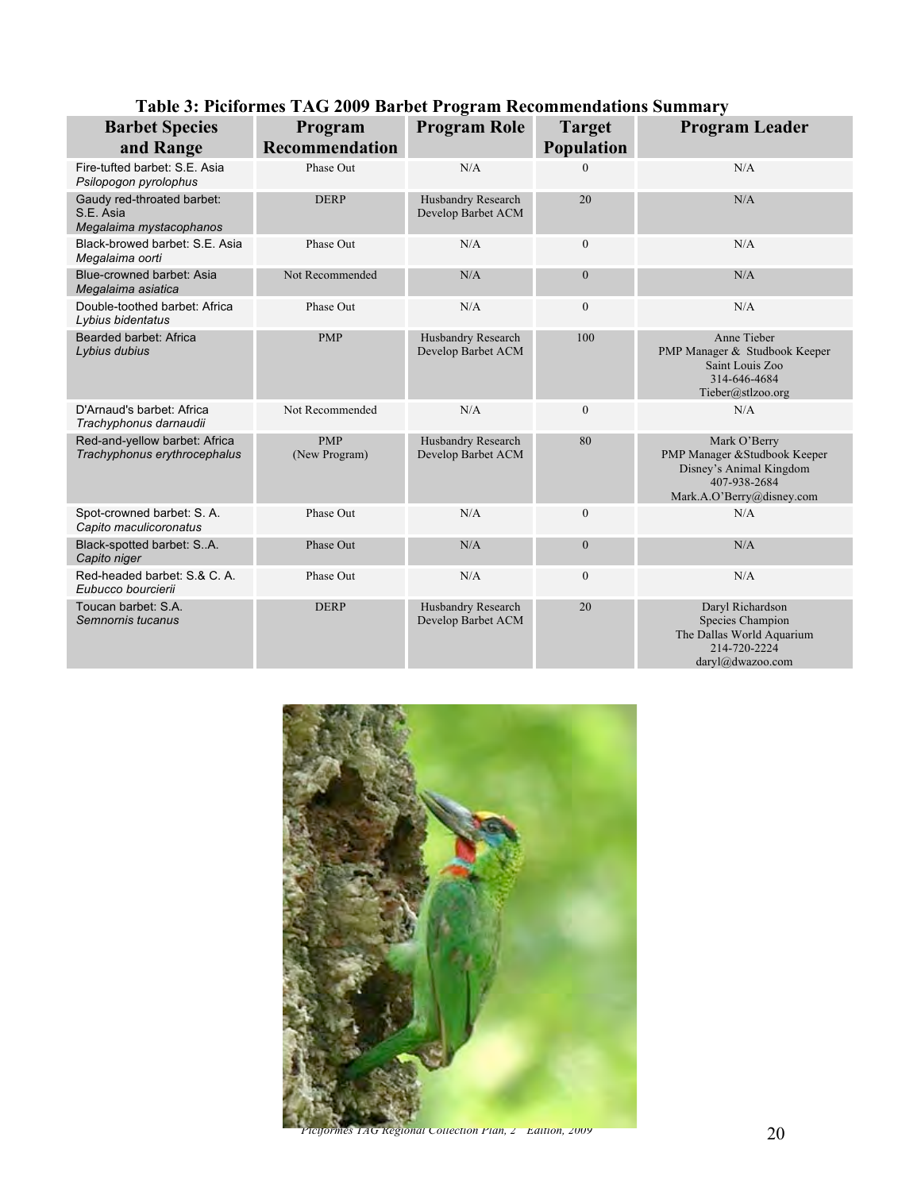**Table 3: Piciformes TAG 2009 Barbet Program Recommendations Summary**

| Barbet Species and Range | Program Recommendation | Program Role | Target Population | Program Leader |
| --- | --- | --- | --- | --- |
| Fire-tufted barbet: S.E. Asia *Psilopogon pyrolophus* | Phase Out | N/A | 0 | N/A |
| Gaudy red-throated barbet: S.E. Asia *Megalaima mystacophanos* | DERP | Husbandry Research Develop Barbet ACM | 20 | N/A |
| Black-browed barbet: S.E. Asia *Megalaima oorti* | Phase Out | N/A | 0 | N/A |
| Blue-crowned barbet: Asia *Megalaima asiatica* | Not Recommended | N/A | 0 | N/A |
| Double-toothed barbet: Africa *Lybius bidentatus* | Phase Out | N/A | 0 | N/A |
| Bearded barbet: Africa *Lybius dubius* | PMP | Husbandry Research Develop Barbet ACM | 100 | Anne Tieber PMP Manager & Studbook Keeper Saint Louis Zoo 314-646-4684 Tieber@stlzoo.org |
| D'Arnaud's barbet: Africa *Trachyphonus darnaudii* | Not Recommended | N/A | 0 | N/A |
| Red-and-yellow barbet: Africa *Trachyphonus erythrocephalus* | PMP (New Program) | Husbandry Research Develop Barbet ACM | 80 | Mark O'Berry PMP Manager &Studbook Keeper Disney's Animal Kingdom 407-938-2684 Mark.A.O'Berry@disney.com |
| Spot-crowned barbet: S. A. *Capito maculicoronatus* | Phase Out | N/A | 0 | N/A |
| Black-spotted barbet: S..A. *Capito niger* | Phase Out | N/A | 0 | N/A |
| Red-headed barbet: S.& C. A. *Eubucco bourcierii* | Phase Out | N/A | 0 | N/A |
| Toucan barbet: S.A. *Semnornis tucanus* | DERP | Husbandry Research Develop Barbet ACM | 20 | Daryl Richardson Species Champion The Dallas World Aquarium 214-720-2224 daryl@dwazoo.com |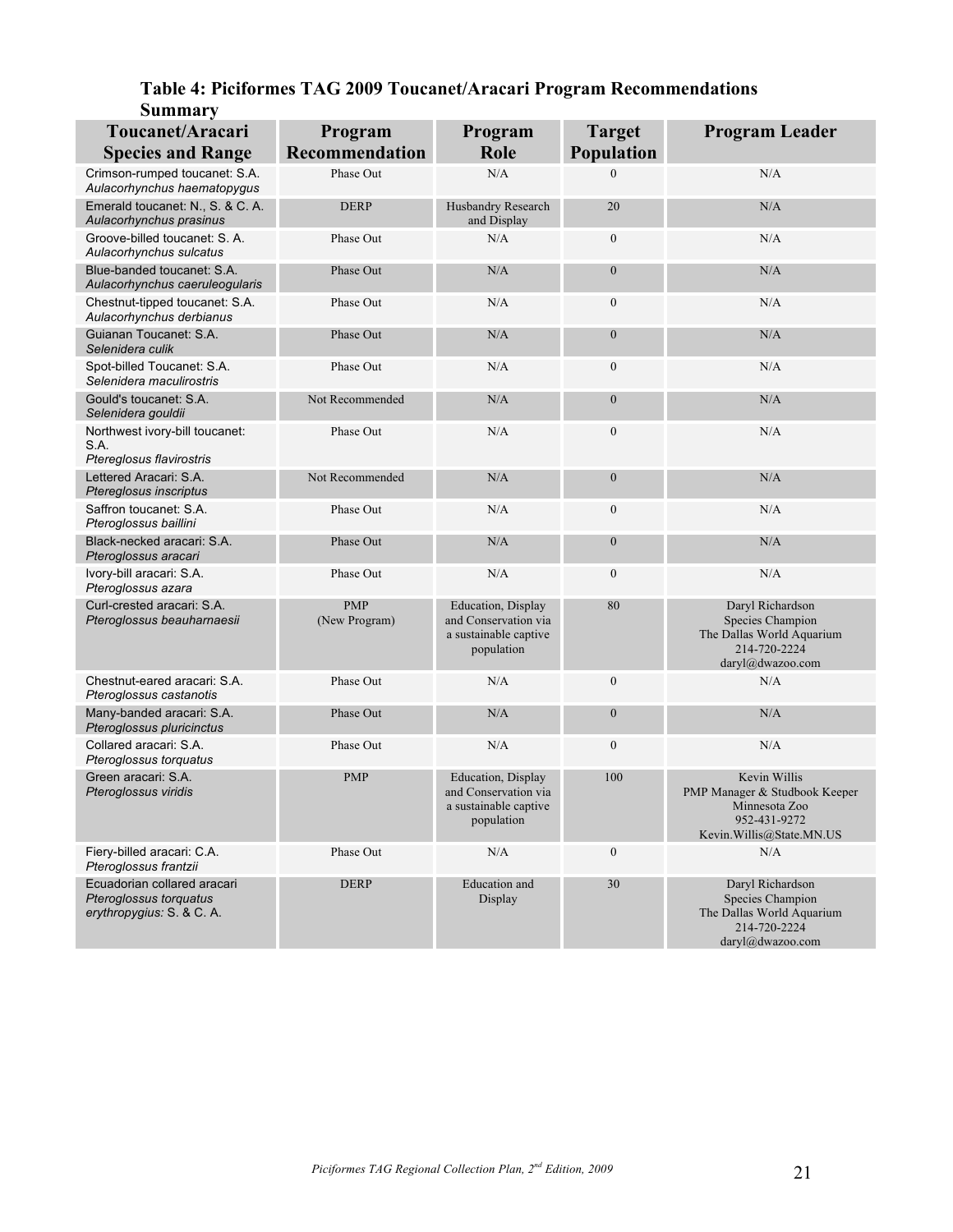### Table 4: Piciformes TAG 2009 Toucanet/Aracari Program Recommendations Summary

| Toucanet/Aracari Species and Range | Program Recommendation | Program Role | Target Population | Program Leader |
|---|---|---|---|---|
| Crimson-rumped toucanet: S.A. *Aulacorhynchus haematopygus* | Phase Out | N/A | 0 | N/A |
| Emerald toucanet: N., S. & C. A. *Aulacorhynchus prasinus* | DERP | Husbandry Research and Display | 20 | N/A |
| Groove-billed toucanet: S. A. *Aulacorhynchus sulcatus* | Phase Out | N/A | 0 | N/A |
| Blue-banded toucanet: S.A. *Aulacorhynchus caeruleogularis* | Phase Out | N/A | 0 | N/A |
| Chestnut-tipped toucanet: S.A. *Aulacorhynchus derbianus* | Phase Out | N/A | 0 | N/A |
| Guianan Toucanet: S.A. *Selenidera culik* | Phase Out | N/A | 0 | N/A |
| Spot-billed Toucanet: S.A. *Selenidera maculirostris* | Phase Out | N/A | 0 | N/A |
| Gould's toucanet: S.A. *Selenidera gouldii* | Not Recommended | N/A | 0 | N/A |
| Northwest ivory-bill toucanet: S.A. *Ptereglosus flavirostris* | Phase Out | N/A | 0 | N/A |
| Lettered Aracari: S.A. *Ptereglosus inscriptus* | Not Recommended | N/A | 0 | N/A |
| Saffron toucanet: S.A. *Pteroglossus baillini* | Phase Out | N/A | 0 | N/A |
| Black-necked aracari: S.A. *Pteroglossus aracari* | Phase Out | N/A | 0 | N/A |
| Ivory-bill aracari: S.A. *Pteroglossus azara* | Phase Out | N/A | 0 | N/A |
| Curl-crested aracari: S.A. *Pteroglossus beauharnaesii* | PMP (New Program) | Education, Display and Conservation via a sustainable captive population | 80 | Daryl Richardson Species Champion The Dallas World Aquarium 214-720-2224 daryl@dwazoo.com |
| Chestnut-eared aracari: S.A. *Pteroglossus castanotis* | Phase Out | N/A | 0 | N/A |
| Many-banded aracari: S.A. *Pteroglossus pluricinctus* | Phase Out | N/A | 0 | N/A |
| Collared aracari: S.A. *Pteroglossus torquatus* | Phase Out | N/A | 0 | N/A |
| Green aracari: S.A. *Pteroglossus viridis* | PMP | Education, Display and Conservation via a sustainable captive population | 100 | Kevin Willis PMP Manager & Studbook Keeper Minnesota Zoo 952-431-9272 Kevin.Willis@State.MN.US |
| Fiery-billed aracari: C.A. *Pteroglossus frantzii* | Phase Out | N/A | 0 | N/A |
| Ecuadorian collared aracari *Pteroglossus torquatus erythropygius:* S. & C. A. | DERP | Education and Display | 30 | Daryl Richardson Species Champion The Dallas World Aquarium 214-720-2224 daryl@dwazoo.com |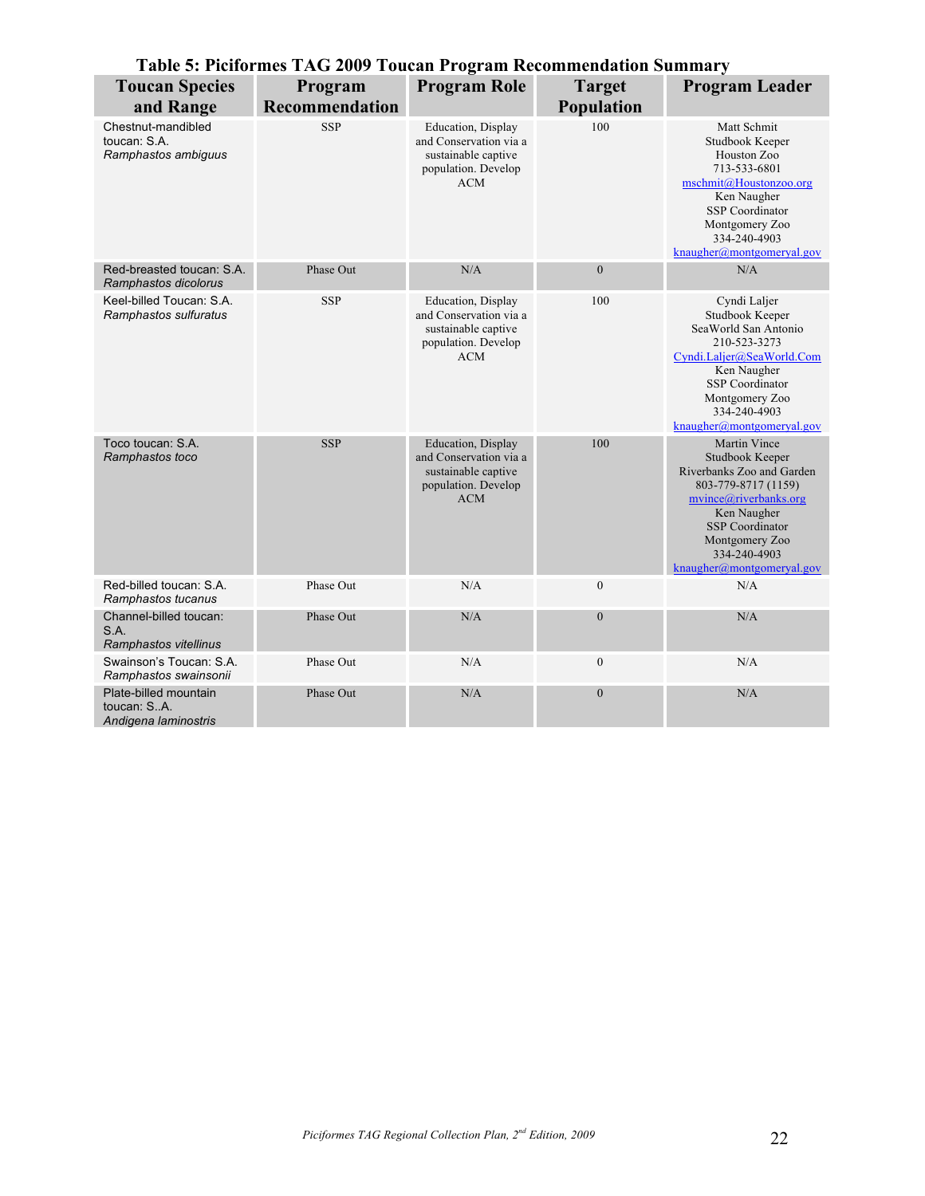## Table 5: Piciformes TAG 2009 Toucan Program Recommendation Summary

| Toucan Species and Range | Program Recommendation | Program Role | Target Population | Program Leader |
|---|---|---|---|---|
| Chestnut-mandibled toucan: S.A. *Ramphastos ambiguus* | SSP | Education, Display and Conservation via a sustainable captive population. Develop ACM | 100 | Matt Schmit<br>Studbook Keeper<br>Houston Zoo<br>713-533-6801<br>mschmit@Houstonzoo.org<br>Ken Naugher<br>SSP Coordinator<br>Montgomery Zoo<br>334-240-4903<br>knaugher@montgomeryal.gov |
| Red-breasted toucan: S.A. *Ramphastos dicolorus* | Phase Out | N/A | 0 | N/A |
| Keel-billed Toucan: S.A. *Ramphastos sulfuratus* | SSP | Education, Display and Conservation via a sustainable captive population. Develop ACM | 100 | Cyndi Laljer<br>Studbook Keeper<br>SeaWorld San Antonio<br>210-523-3273<br>Cyndi.Laljer@SeaWorld.Com<br>Ken Naugher<br>SSP Coordinator<br>Montgomery Zoo<br>334-240-4903<br>knaugher@montgomeryal.gov |
| Toco toucan: S.A. *Ramphastos toco* | SSP | Education, Display and Conservation via a sustainable captive population. Develop ACM | 100 | Martin Vince<br>Studbook Keeper<br>Riverbanks Zoo and Garden<br>803-779-8717 (1159)<br>mvince@riverbanks.org<br>Ken Naugher<br>SSP Coordinator<br>Montgomery Zoo<br>334-240-4903<br>knaugher@montgomeryal.gov |
| Red-billed toucan: S.A. *Ramphastos tucanus* | Phase Out | N/A | 0 | N/A |
| Channel-billed toucan: S.A. *Ramphastos vitellinus* | Phase Out | N/A | 0 | N/A |
| Swainson's Toucan: S.A. *Ramphastos swainsonii* | Phase Out | N/A | 0 | N/A |
| Plate-billed mountain toucan: S..A. *Andigena laminostris* | Phase Out | N/A | 0 | N/A |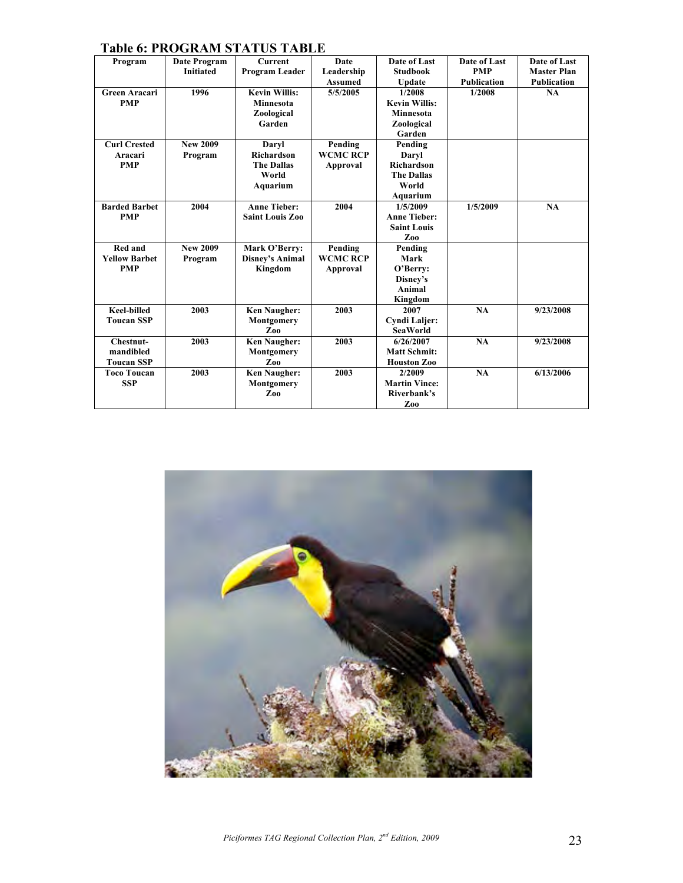## Table 6: PROGRAM STATUS TABLE

| Program | Date Program Initiated | Current Program Leader | Date Leadership Assumed | Date of Last Studbook Update | Date of Last PMP Publication | Date of Last Master Plan Publication |
|---|---|---|---|---|---|---|
| Green Aracari PMP | 1996 | Kevin Willis: Minnesota Zoological Garden | 5/5/2005 | 1/2008 Kevin Willis: Minnesota Zoological Garden | 1/2008 | NA |
| Curl Crested Aracari PMP | New 2009 Program | Daryl Richardson The Dallas World Aquarium | Pending WCMC RCP Approval | Pending Daryl Richardson The Dallas World Aquarium | | |
| Barded Barbet PMP | 2004 | Anne Tieber: Saint Louis Zoo | 2004 | 1/5/2009 Anne Tieber: Saint Louis Zoo | 1/5/2009 | NA |
| Red and Yellow Barbet PMP | New 2009 Program | Mark O'Berry: Disney's Animal Kingdom | Pending WCMC RCP Approval | Pending Mark O'Berry: Disney's Animal Kingdom | | |
| Keel-billed Toucan SSP | 2003 | Ken Naugher: Montgomery Zoo | 2003 | 2007 Cyndi Laljer: SeaWorld | NA | 9/23/2008 |
| Chestnut-mandibled Toucan SSP | 2003 | Ken Naugher: Montgomery Zoo | 2003 | 6/26/2007 Matt Schmit: Houston Zoo | NA | 9/23/2008 |
| Toco Toucan SSP | 2003 | Ken Naugher: Montgomery Zoo | 2003 | 2/2009 Martin Vince: Riverbank's Zoo | NA | 6/13/2006 |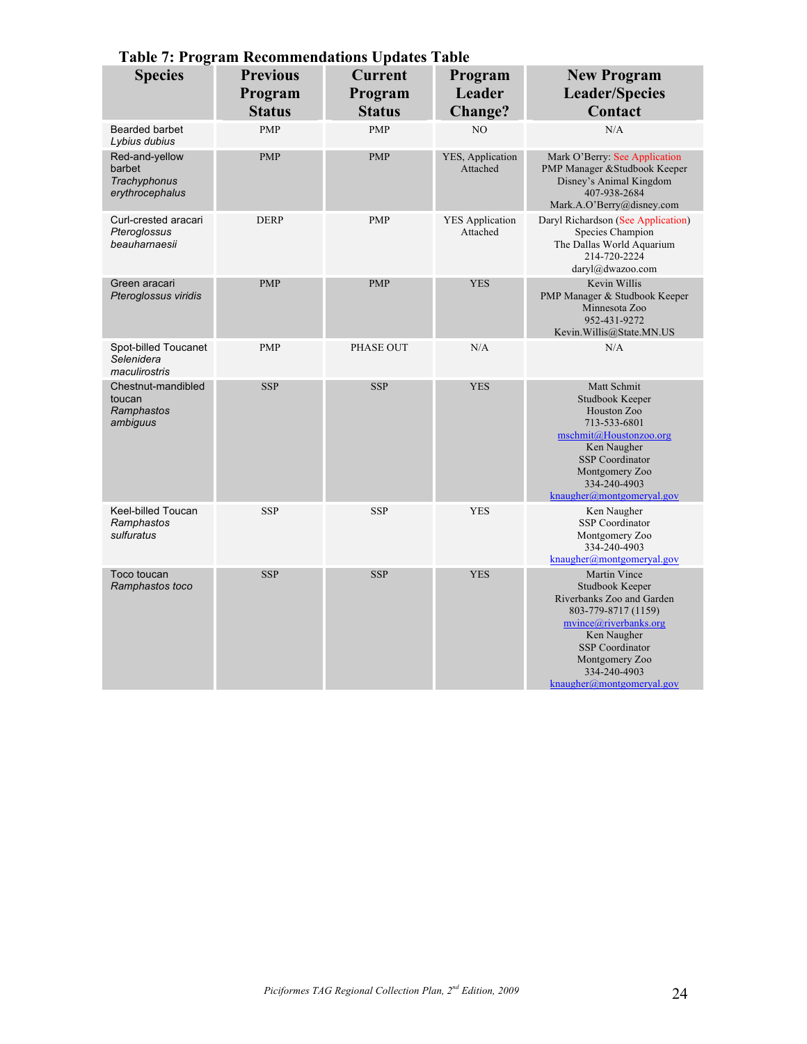**Table 7: Program Recommendations Updates Table**

| Species | Previous Program Status | Current Program Status | Program Leader Change? | New Program Leader/Species Contact |
|---|---|---|---|---|
| Bearded barbet *Lybius dubius* | PMP | PMP | NO | N/A |
| Red-and-yellow barbet *Trachyphonus erythrocephalus* | PMP | PMP | YES, Application Attached | Mark O'Berry: See Application PMP Manager &Studbook Keeper Disney's Animal Kingdom 407-938-2684 Mark.A.O'Berry@disney.com |
| Curl-crested aracari *Pteroglossus beauharnaesii* | DERP | PMP | YES Application Attached | Daryl Richardson (See Application) Species Champion The Dallas World Aquarium 214-720-2224 daryl@dwazoo.com |
| Green aracari *Pteroglossus viridis* | PMP | PMP | YES | Kevin Willis PMP Manager & Studbook Keeper Minnesota Zoo 952-431-9272 Kevin.Willis@State.MN.US |
| Spot-billed Toucanet *Selenidera maculirostris* | PMP | PHASE OUT | N/A | N/A |
| Chestnut-mandibled toucan *Ramphastos ambiguus* | SSP | SSP | YES | Matt Schmit Studbook Keeper Houston Zoo 713-533-6801 mschmit@Houstonzoo.org Ken Naugher SSP Coordinator Montgomery Zoo 334-240-4903 knaugher@montgomeryal.gov |
| Keel-billed Toucan *Ramphastos sulfuratus* | SSP | SSP | YES | Ken Naugher SSP Coordinator Montgomery Zoo 334-240-4903 knaugher@montgomeryal.gov |
| Toco toucan *Ramphastos toco* | SSP | SSP | YES | Martin Vince Studbook Keeper Riverbanks Zoo and Garden 803-779-8717 (1159) mvince@riverbanks.org Ken Naugher SSP Coordinator Montgomery Zoo 334-240-4903 knaugher@montgomeryal.gov |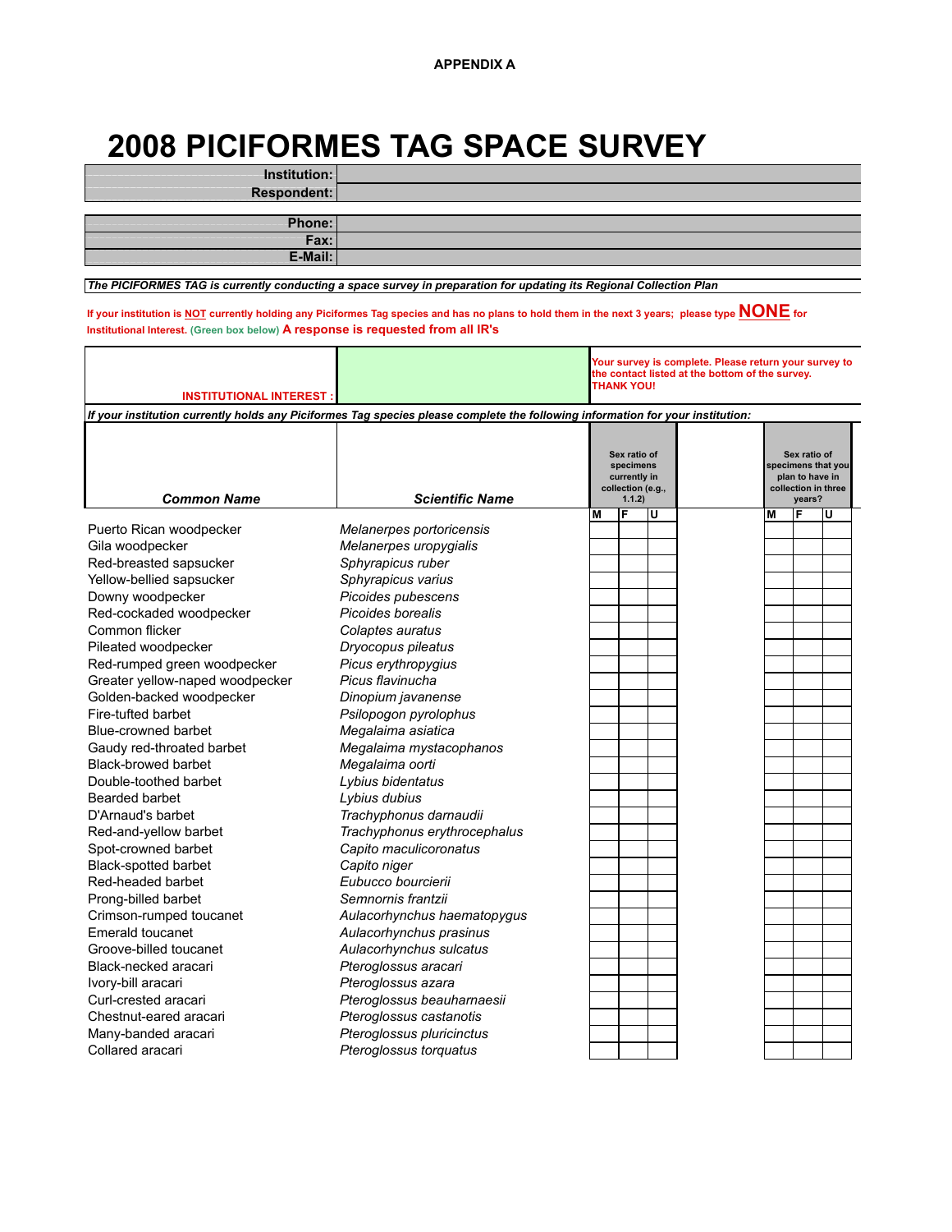APPENDIX A

# 2008 PICIFORMES TAG SPACE SURVEY

| | |
|---|---|
| **Institution:** | |
| **Respondent:** | |

| | |
|---|---|
| **Phone:** | |
| **Fax:** | |
| **E-Mail:** | |

***The PICIFORMES TAG is currently conducting a space survey in preparation for updating its Regional Collection Plan***

**If your institution is NOT currently holding any Piciformes Tag species and has no plans to hold them in the next 3 years; please type NONE for Institutional Interest. (Green box below) A response is requested from all IR's**

| | | |
|---|---|---|
| **INSTITUTIONAL INTEREST :** | | **Your survey is complete. Please return your survey to the contact listed at the bottom of the survey. THANK YOU!** |

***If your institution currently holds any Piciformes Tag species please complete the following information for your institution:***

| Common Name | Scientific Name | Sex ratio of specimens currently in collection (e.g., 1.1.2) | | | | Sex ratio of specimens that you plan to have in collection in three years? | | |
|---|---|---|---|---|---|---|---|---|
| | | M | F | U | | M | F | U |
| Puerto Rican woodpecker | *Melanerpes portoricensis* | | | | | | | |
| Gila woodpecker | *Melanerpes uropygialis* | | | | | | | |
| Red-breasted sapsucker | *Sphyrapicus ruber* | | | | | | | |
| Yellow-bellied sapsucker | *Sphyrapicus varius* | | | | | | | |
| Downy woodpecker | *Picoides pubescens* | | | | | | | |
| Red-cockaded woodpecker | *Picoides borealis* | | | | | | | |
| Common flicker | *Colaptes auratus* | | | | | | | |
| Pileated woodpecker | *Dryocopus pileatus* | | | | | | | |
| Red-rumped green woodpecker | *Picus erythropygius* | | | | | | | |
| Greater yellow-naped woodpecker | *Picus flavinucha* | | | | | | | |
| Golden-backed woodpecker | *Dinopium javanense* | | | | | | | |
| Fire-tufted barbet | *Psilopogon pyrolophus* | | | | | | | |
| Blue-crowned barbet | *Megalaima asiatica* | | | | | | | |
| Gaudy red-throated barbet | *Megalaima mystacophanos* | | | | | | | |
| Black-browed barbet | *Megalaima oorti* | | | | | | | |
| Double-toothed barbet | *Lybius bidentatus* | | | | | | | |
| Bearded barbet | *Lybius dubius* | | | | | | | |
| D'Arnaud's barbet | *Trachyphonus darnaudii* | | | | | | | |
| Red-and-yellow barbet | *Trachyphonus erythrocephalus* | | | | | | | |
| Spot-crowned barbet | *Capito maculicoronatus* | | | | | | | |
| Black-spotted barbet | *Capito niger* | | | | | | | |
| Red-headed barbet | *Eubucco bourcierii* | | | | | | | |
| Prong-billed barbet | *Semnornis frantzii* | | | | | | | |
| Crimson-rumped toucanet | *Aulacorhynchus haematopygus* | | | | | | | |
| Emerald toucanet | *Aulacorhynchus prasinus* | | | | | | | |
| Groove-billed toucanet | *Aulacorhynchus sulcatus* | | | | | | | |
| Black-necked aracari | *Pteroglossus aracari* | | | | | | | |
| Ivory-bill aracari | *Pteroglossus azara* | | | | | | | |
| Curl-crested aracari | *Pteroglossus beauharnaesii* | | | | | | | |
| Chestnut-eared aracari | *Pteroglossus castanotis* | | | | | | | |
| Many-banded aracari | *Pteroglossus pluricinctus* | | | | | | | |
| Collared aracari | *Pteroglossus torquatus* | | | | | | | |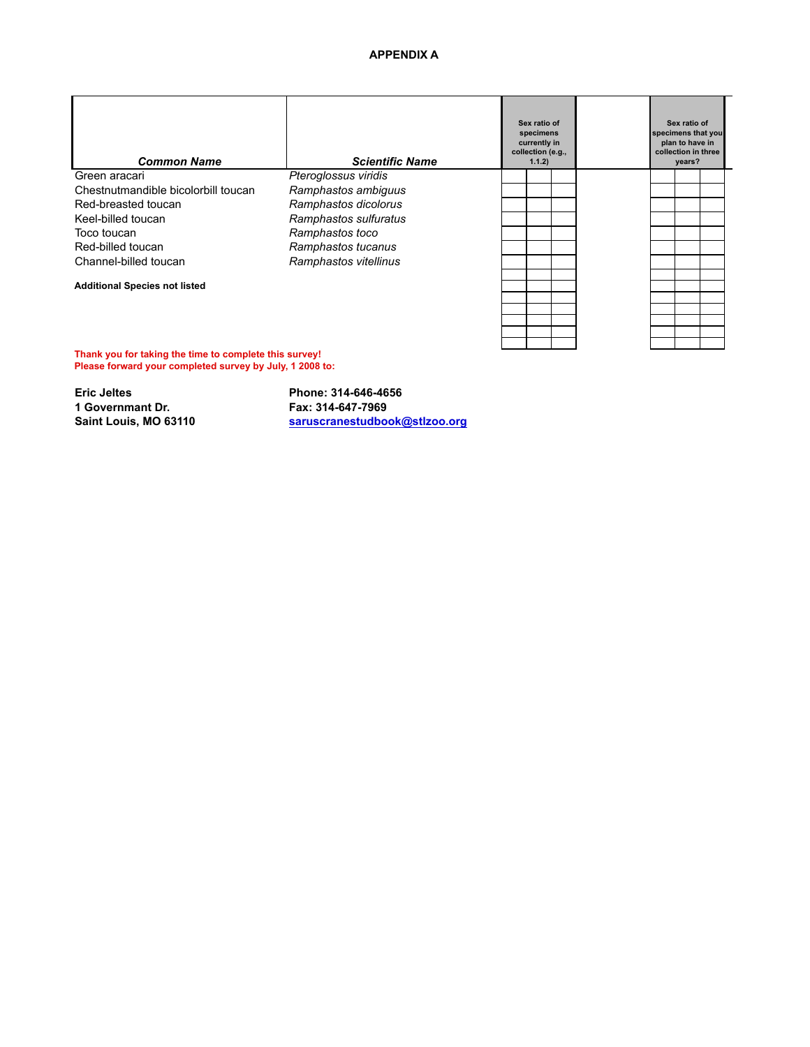# APPENDIX A

| Common Name | Scientific Name | Sex ratio of specimens currently in collection (e.g., 1.1.2) | | | | Sex ratio of specimens that you plan to have in collection in three years? | | |
|---|---|---|---|---|---|---|---|---|
| Green aracari | *Pteroglossus viridis* | | | | | | | |
| Chestnutmandible bicolorbill toucan | *Ramphastos ambiguus* | | | | | | | |
| Red-breasted toucan | *Ramphastos dicolorus* | | | | | | | |
| Keel-billed toucan | *Ramphastos sulfuratus* | | | | | | | |
| Toco toucan | *Ramphastos toco* | | | | | | | |
| Red-billed toucan | *Ramphastos tucanus* | | | | | | | |
| Channel-billed toucan | *Ramphastos vitellinus* | | | | | | | |
| | | | | | | | | |
| **Additional Species not listed** | | | | | | | | |
| | | | | | | | | |
| | | | | | | | | |
| | | | | | | | | |
| | | | | | | | | |
| | | | | | | | | |

**Thank you for taking the time to complete this survey!**
**Please forward your completed survey by July, 1 2008 to:**

**Eric Jeltes**
**1 Governmant Dr.**
**Saint Louis, MO 63110**

**Phone: 314-646-4656**
**Fax: 314-647-7969**
**saruscranestudbook@stlzoo.org**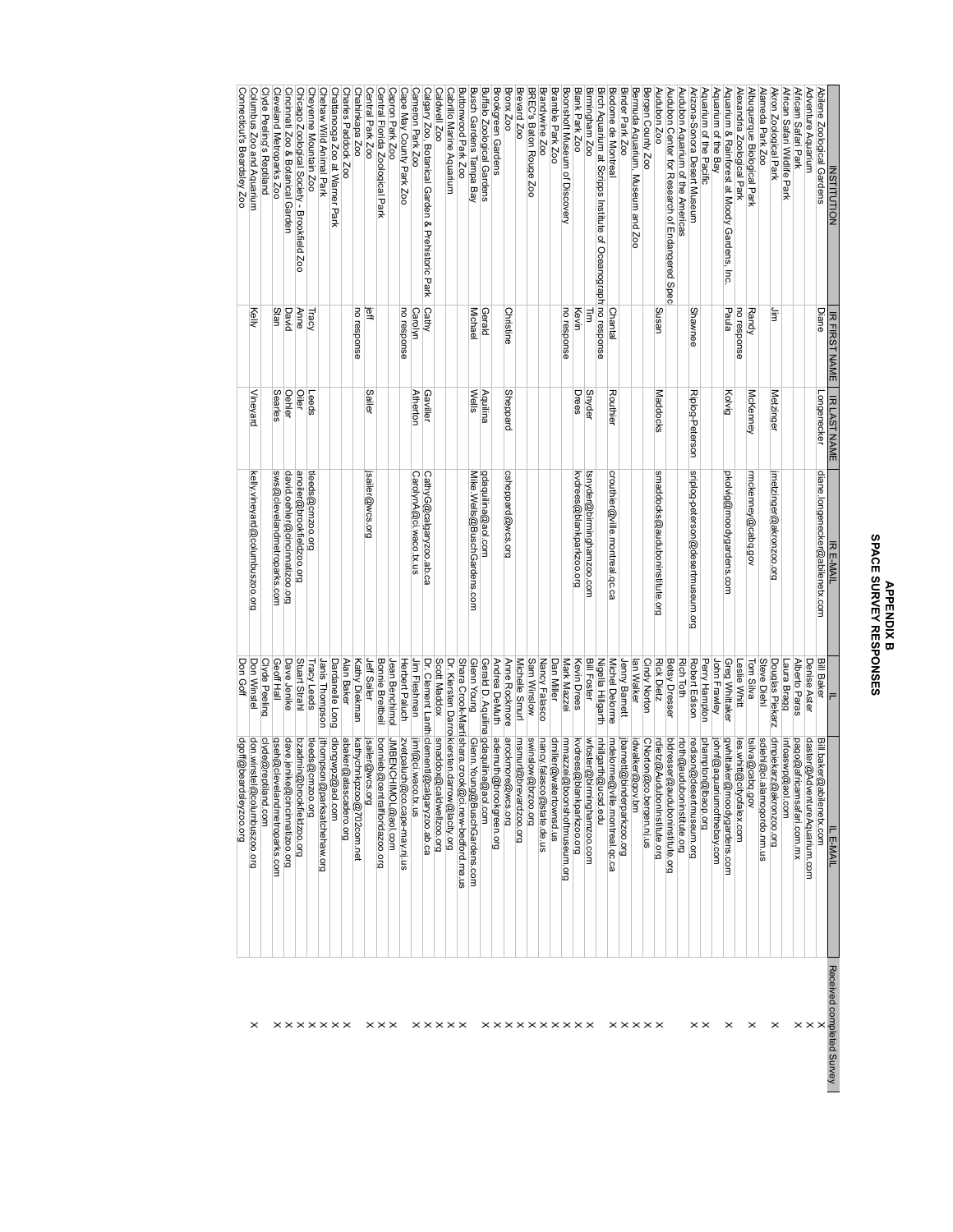# APPENDIX B
# SPACE SURVEY RESPONSES

| INSTITUTION | IR FIRST NAME | IR LAST NAME | IR E-MAIL | IL | IL E-MAIL | Received completed Survey |
|---|---|---|---|---|---|---|
| Abilene Zoological Gardens | Diane | Longenecker | diane.longenecker@abilenetx.com | Bill Baker | Bill.baker@abilenetx.com | X |
| Adventure Aquarium | | | | Denise Aster | daster@AdventureAquarium.com | X |
| African Safari Park | | | | Alberto Paras | papo@africamsafari.com.mx | X |
| African Safari Wildlife Park | | | | Laura Bragg | infoaswp@aol.com | |
| Akron Zoological Park | Jim | Metzinger | jmetzinger@akronzoo.org | Douglas Piekarz | dmpiekarz@akronzoo.org | X |
| Alameda Park Zoo | | | | Steve Diehl | sdiehl@ci.alamogordo.nm.us | |
| Albuquerque Biological Park | Randy | McKenney | rmckenney@cabq.gov | Tom Silva | tsilva@cabq.gov | X |
| Alexandria Zoological Park | no response | | | Leslie Whitt | les.whitt@cityofalex.com | |
| Aquarium & Rainforest at Moody Gardens, Inc. | Paula | Kolvig | pkolvig@moodygardens.com | Greg Whittaker | gwhittaker@moodygardens.com | X |
| Aquarium of the Bay | | | | John Frawley | johnf@aquariumofthebay.com | |
| Aquarium of the Pacific | | | | Perry Hampton | phampton@lbaop.org | X |
| Arizona-Sonora Desert Museum | Shawnee | Riplog-Peterson | sriplog-peterson@desertmuseum.org | Robert Edison | redison@desertmuseum.org | X |
| Audubon Aquarium of the Americas | | | | Rich Toth | rtoth@auduboninstitute.org | |
| Audubon Center for Research of Endangered Spec | | | | Betsy Dresser | bldresser@auduboninstitute.org | X |
| Audubon Zoo | Susan | Maddocks | smaddocks@auduboninstitute.org | Rick Dietz | rdietz@Auduboninstitute.org | X |
| Bergen County Zoo | | | | Cindy Norton | CNorton@co.bergen.nj.us | X |
| Bermuda Aquarium, Museum and Zoo | | | | Ian Walker | idwalker@gov.bm | X |
| Binder Park Zoo | | | | Jenny Barnett | jbarnett@binderparkzoo.org | X |
| Biodome de Montreal | Chantal | Routhier | crouthier@ville.montreal.qc.ca | Michel Delorme | mdelorme@ville.montreal.qc.ca | X |
| Birch Aquarium at Scripps Institute of Oceanograph | no response | | | Nigella Hillgarth | nhillgarth@ucsd.edu | |
| Birmingham Zoo | Tim | Snyder | tsnyder@birminghamzoo.com | Bill Foster | wfoster@birminghamzoo.com | X |
| Blank Park Zoo | Kevin | Drees | kvdrees@blankparkzoo.org | Kevin Drees | kvdrees@blankparkzoo.org | X |
| Boonshoft Museum of Discovery | no response | | | Mark Mazzei | mmazzei@boonshoftmuseum.org | X |
| Bramble Park Zoo | | | | Dan Miller | dmiller@watertownsd.us | |
| Brandywine Zoo | | | | Nancy Falasco | nancy.falasco@state.de.us | X |
| BREC's Baton Rouge Zoo | | | | Sam Winslow | swinslow@brzoo.org | X |
| Brevard Zoo | | | | Michelle Smurl | msmurl@brevardzoo.org | X |
| Bronx Zoo | Christine | Sheppard | csheppard@wcs.org | Anne Rockmore | arockmore@wcs.org | X |
| Brookgreen Gardens | | | | Andrea DeMuth | ademuth@brookgreen.org | X |
| Buffalo Zoological Gardens | Gerald | Aquilina | gdaquilina@aol.com | Gerald D. Aquilina | gdaquilina@aol.com | X |
| Busch Gardens Tampa Bay | Michael | Wells | Mike.Wells@BuschGardens.com | Glenn Young | Glenn.Young@BuschGardens.com | X |
| Buttonwood Park Zoo | | | | Shara Crook-Martin | shara.crook@ci.new-bedford.ma.us | X |
| Cabrillo Marine Aquarium | | | | Dr. Kiersten Darrow | kiersten.darrow@lacity.org | X |
| Caldwell Zoo | | | | Scott Maddox | smaddox@caldwellzoo.org | X |
| Calgary Zoo, Botanical Garden & Prehistoric Park | Cathy | Gaviller | CathyG@calgaryzoo.ab.ca | Dr. Clement Lanthier | clementl@calgaryzoo.ab.ca | X |
| Cameron Park Zoo | Carolyn | Atherton | CarolynA@ci.waco.tx.us | Jim Fleshman | jimf@ci.waco.tx.us | X |
| Cape May County Park Zoo | no response | | | Herbert Paluch | zvetpaluch@co.cape-may.nj.us | X |
| Capron Park Zoo | | | | Jean Benchimol | JMBENCHIMOL@aol.com | X |
| Central Florida Zoological Park | | | | Bonnie Breitbeil | bonnieb@centralfloridazoo.org | |
| Central Park Zoo | jeff | Sailer | jsailer@wcs.org | Jeff Sailer | jsailer@wcs.org | X |
| Chahinkapa Zoo | no response | | | Kathy Diekman | kathychzoo@702com.net | X |
| Charles Paddock Zoo | | | | Alan Baker | abaker@atascadero.org | X |
| Chattanooga Zoo at Warner Park | | | | Dardenelle Long | dlongwpz@aol.com | X |
| Chehaw Wild Animal Park | | | | Janis Thompson | jthompson@parksatchehaw.org | X |
| Cheyenne Mountain Zoo | Tracy | Leeds | tleeds@cmzoo.org | Tracy Leeds | tleeds@cmzoo.org | X |
| Chicago Zoological Society - Brookfield Zoo | Anne | Oiler | anoiler@brookfieldzoo.org | Stuart Strahl | bzadmin@brookfieldzoo.org | X |
| Cincinnati Zoo & Botanical Garden | David | Oehler | david.oehler@cincinnatizoo.org | Dave Jenike | dave.jenike@cincinnatizoo.org | X |
| Cleveland Metroparks Zoo | Stan | Searles | sws@clevelandmetroparks.com | Geoff Hall | gsh@clevelandmetroparks.com | X |
| Clyde Peeling's Reptiland | | | | Clyde Peeling | clyde@reptiland.com | X |
| Columbus Zoo and Aquarium | Kelly | Vineyard | kelly.vineyard@columbuszoo.org | Don Winstel | don.winstel@columbuszoo.org | X |
| Connecticut's Beardsley Zoo | | | | Don Goff | dgoff@beardsleyzoo.org | X |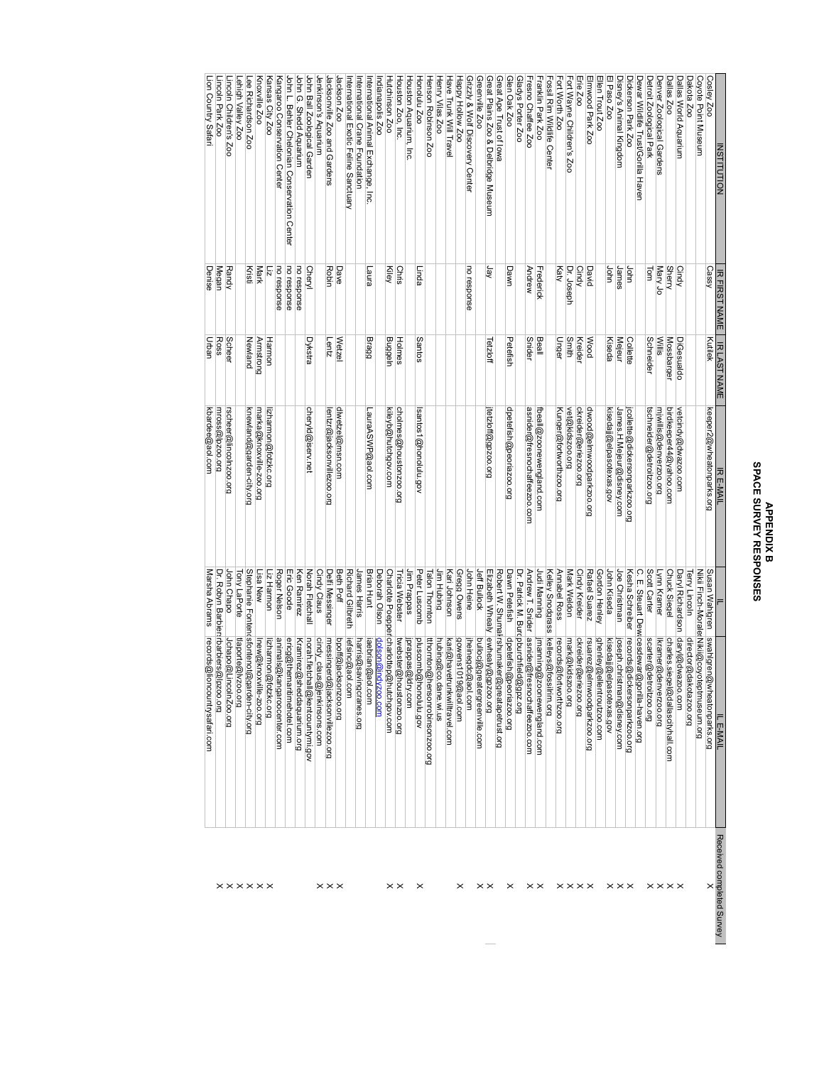# APPENDIX B
# SPACE SURVEY RESPONSES

| INSTITUTION | IR FIRST NAME | IR LAST NAME | IR E-MAIL | IL | IL E-MAIL | Received completed Survey |
|---|---|---|---|---|---|---|
| Cosley Zoo | Cassy | Kutilek | keeper2@wheatonparks.org | Susan Wahlgren | swahlgren@wheatonparks.org | X |
| Coyote Point Museum | | | | Nikki Finch-Morales | Nikki@coyoteptmuseum.org | |
| Dakota Zoo | | | | Terry Lincoln | director@dakotazoo.org | |
| Dallas World Aquarium | Cindy | DiGesualdo | vetcindy@dwazoo.com | Daryl Richardson | daryl@dwazoo.com | X |
| Dallas Zoo | Sherry | Mossbarger | birdkeeper44@yahoo.com | Chuck Siegel | charles.siegel@dallascityhall.com | X |
| Denver Zoological Gardens | Mary Jo | Willis | mjwillis@denverzoo.org | Lynn Kramer | lkramer@denverzoo.org | X |
| Detroit Zoological Park | Tom | Schneider | tschneider@detroitzoo.org | Scott Carter | scarter@detroitzoo.org | X |
| Dewar Wildlife Trust/Gorilla Haven | | | | C. E. Steuart Dewar | cesdewar@gorilla-haven.org | |
| Dickerson Park Zoo | John | Collette | jcollette@dickersonparkzoo.org | Kesha Schreiber | records@dickersonparkzoo.org | X |
| Disney's Animal Kingdom | James | Mejeur | James.H.Mejeur@disney.com | Joe Christman | joseph.christman@disney.com | X |
| El Paso Zoo | John | Kiseda | kisedajj@elpasotexas.gov | John Kiseda | kisedajj@elpasotexas.gov | X |
| Ellen Trout Zoo | | | | Gordon Henley | ghenley@ellentroutzoo.com | |
| Elmwood Park Zoo | David | Wood | dwood@elmwoodparkzoo.org | Rafael Suarez | rsuarez@elmwoodparkzoo.org | X |
| Erie Zoo | Cindy | Kreider | ckreider@eriezoo.org | Cindy Kreider | ckreider@eriezoo.org | X |
| Fort Wayne Children's Zoo | Dr. Joseph | Smith | vet@kidszoo.org | Mark Weldon | mark@kidszoo.org | X |
| Fort Worth Zoo | Katy | Unger | Kunger@fortworthzoo.org | Annabel Ross | records@fortworthzoo.org | X |
| Fossil Rim Wildlife Center | | | | Kelley Snodgrass | kelleys@fossilrim.org | |
| Franklin Park Zoo | Frederick | Beall | fbeall@zoonewengland.com | Judi Manning | jmanning@zoonewengland.com | X |
| Fresno Chaffee Zoo | Andrew | Snider | asnider@fresnochaffeezoo.com | Andrew T. Snider | asnider@fresnochaffeezoo.com | X |
| Gladys Porter Zoo | | | | Dr. Patrick M. Burchfield | pburchfield@gpz.org | |
| Glen Oak Zoo | Dawn | Petefish | dpetefish@peoriazoo.org | Dawn Petefish | dpetefish@peoriazoo.org | X |
| Great Ape Trust of Iowa | | | | Robert W. Shumaker | rshumaker@greatapetrust.org | |
| Great Plains Zoo & Delbridge Museum | Jay | Tetzloff | jtetzloff@gpzoo.org | Elizabeth Whealy | ewhealy@gpzoo.org | X |
| Greenville Zoo | | | | Jeff Bullock | bullocj@greatergreenville.com | |
| Grizzly & Wolf Discovery Center | no response | | | John Heine | jheinejdc@aol.com | |
| Happy Hollow Zoo | | | | Gregg Owens | gowens1019@aol.com | |
| Have Trunk Will Travel | | | | Kari Johnson | kari@havetrunkwilltravel.com | |
| Henry Vilas Zoo | | | | Jim Hubing | hubing@co.dane.wi.us | |
| Henson Robinson Zoo | | | | Talon Thornton | tthornton@hensonrobinsonzoo.org | |
| Honolulu Zoo | Linda | Santos | lsantos1@honolulu.gov | Peter Luscomb | pluscomb@honolulu.gov | X |
| Houston Aquarium, Inc. | | | | Jim Prappas | jprappas@ldry.com | |
| Houston Zoo, Inc. | Chris | Holmes | cholmes@houstonzoo.org | Tricia Webster | twebster@houstonzoo.org | X |
| Hutchinson Zoo | Kiley | Buggeln | kileyb@hutchgov.com | Charlotte Poepper | charlottep@hutchgov.com | X |
| Indianapolis Zoo | Laura | Bragg | LauraASWP@aol.com | Deborah Olson | dolson@indyzoo.com | |
| International Animal Exchange, Inc. | | | | Brian Hunt | iaebrian@aol.com | |
| International Crane Foundation | | | | James Harris | harris@savingcranes.org | |
| International Exotic Feline Sanctuary | | | | Richard Gilbreth | iefsinc@aol.com | |
| Jackson Zoo | Dave | Wetzel | dlwetzel@msn.com | Beth Poff | bpoff@jacksonzoo.org | X |
| Jacksonville Zoo and Gardens | Robin | Lentz | lentzr@jacksonvillezoo.org | Deb Messinger | messingerd@jacksonvillezoo.org | X |
| Jenkinson's Aquarium | | | | Cindy Claus | cindy_claus@jenkinsons.com | |
| John Ball Zoological Garden | Cheryl | Dykstra | cheryld@isrv.net | Norah Fletchall | norah.fletchall@kentcountymi.gov | X |
| John G. Shedd Aquarium | no response | | | Ken Ramirez | Kramirez@sheddaquarium.org | |
| John L. Behler Chelonian Conservation Center | no response | | | Eric Goode | ericg@themaritimehotel.com | |
| Kangaroo Conservation Center | no response | | | Roger Nelson | animals@kangaroocenter.com | |
| Kansas City Zoo | Liz | Harmon | lizharmon@fotzkc.org | Liz Harmon | lizharmon@fotzkc.org | X |
| Knoxville Zoo | Mark | Armstrong | marka@knoxville-zoo.org | Lisa New | lnew@knoxville-zoo.org | X |
| Lee Richardson Zoo | Kristi | Newland | knewland@garden-city.org | Stephanie Fonten | sfontenot@garden-city.org | X |
| Lehigh Valley Zoo | | | | Tony LaPorte | tlaporte@lvzoo.org | |
| Lincoln Children's Zoo | Randy | Scheer | rscheer@lincolnzoo.org | John Chapo | JChapo@LincolnZoo.org | X |
| Lincoln Park Zoo | Megan | Ross | mross@lpzoo.org | Dr. Robyn Barbiers | rbarbiers@lpzoo.org | X |
| Lion Country Safari | Denise | Urban | kbardee@aol.com | Marsha Abrams | records@lioncountrysafari.com | X |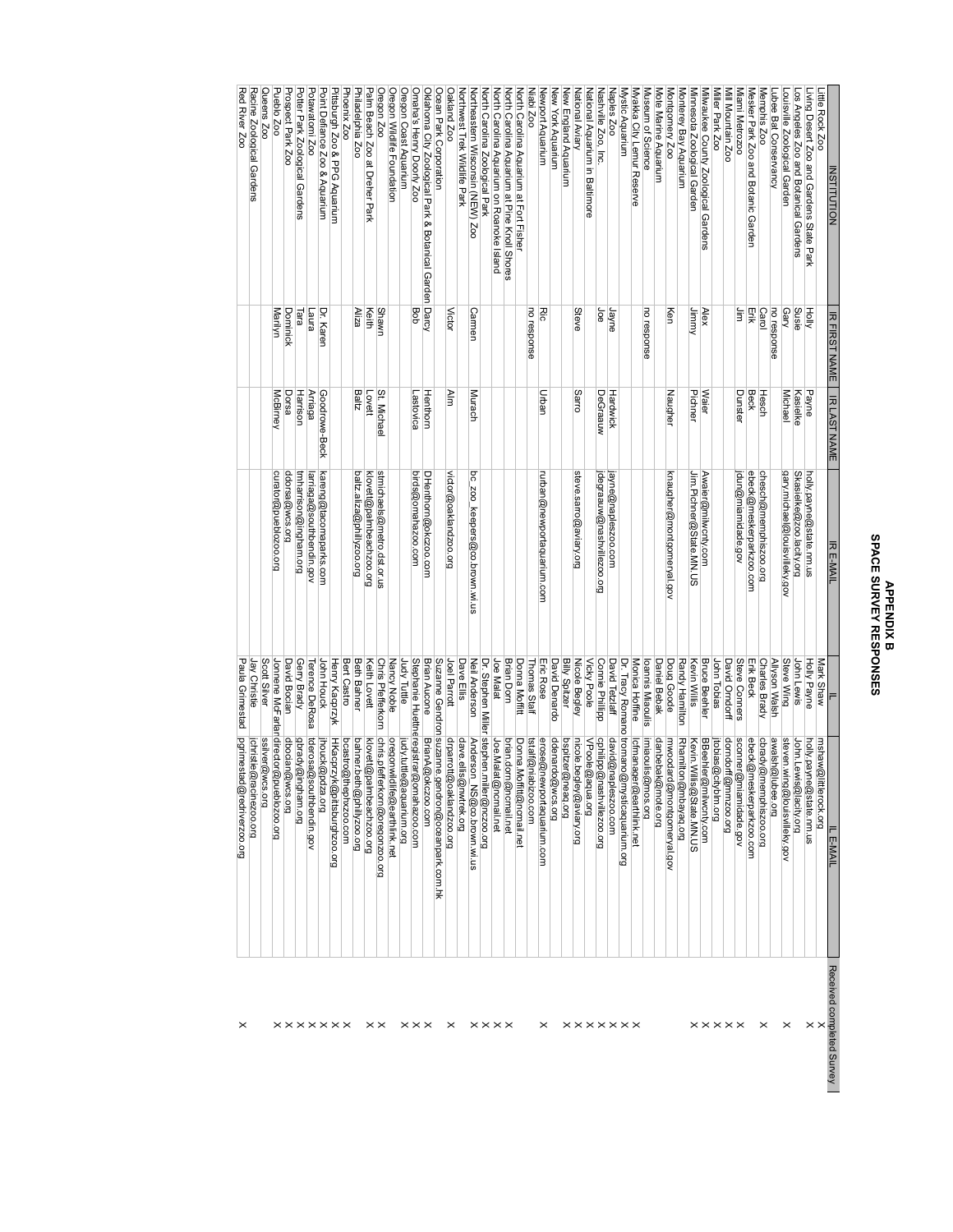# APPENDIX B
# SPACE SURVEY RESPONSES

| INSTITUTION | IR FIRST NAME | IR LAST NAME | IR E-MAIL | IL | IL E-MAIL | Received completed Survey |
|---|---|---|---|---|---|---|
| Little Rock Zoo | | | | Mark Shaw | mshaw@littlerock.org | X |
| Living Desert Zoo and Gardens State Park | Holly | Payne | holly.payne@state.nm.us | Holly Payne | holly.payne@state.nm.us | X |
| Los Angeles Zoo and Botanical Gardens | Susie | Kasielke | Skasielke@zoo.lacity.org | John Lewis | John.Lewis@lacity.org | |
| Louisville Zoological Garden | Gary | Michael | gary.michael@louisvilleky.gov | Steve Wing | steven.wing@louisvilleky.gov | X |
| Lubee Bat Conservancy | no response | | | Allyson Walsh | awalsh@lubee.org | |
| Memphis Zoo | Carol | Hesch | chesch@memphiszoo.org | Charles Brady | cbrady@memphiszoo.org | X |
| Mesker Park Zoo and Botanic Garden | Erik | Beck | ebeck@meskerparkzoo.com | Erik Beck | ebeck@meskerparkzoo.com | |
| Miami Metrozoo | Jim | Dunster | jdun@miamidade.gov | Steve Conners | sconner@miamidade.gov | X |
| Mill Mountain Zoo | | | | David Orndorff | dorndorff@mmzoo.org | X |
| Miller Park Zoo | | | | John Tobias | jtobias@cityblm.org | X |
| Milwaukee County Zoological Gardens | Alex | Waier | Awaier@milwcnty.com | Bruce Beehler | BBeehler@milwcnty.com | X |
| Minnesota Zoological Garden | Jimmy | Pichner | Jim.Pichner@State.MN.US | Kevin Willis | Kevin.Willis@State.MN.US | X |
| Monterey Bay Aquarium | | | | Randy Hamilton | Rhamilton@mbayaq.org | X |
| Montgomery Zoo | Ken | Naugher | knaugher@montgomeryal.gov | Doug Goode | mwoodard@montgomeryal.gov | |
| Mote Marine Aquarium | | | | Daniel Bebak | danbebak@mote.org | |
| Museum of Science | no response | | | Ioannis Miaoulis | imiaoulis@mos.org | |
| Myakka City Lemur Reserve | | | | Monica Hoffine | lcfmanager@earthlink.net | X |
| Mystic Aquarium | | | | Dr. Tracy Romano | tromano@mysticaquarium.org | X |
| Naples Zoo | Jayne | Hardwick | jayne@napleszoo.com | David Tetzlaff | david@napleszoo.com | X |
| Nashville Zoo, Inc. | Joe | DeGraauw | jdegraauw@nashvillezoo.org | Connie Philipp | cphilipp@nashvillezoo.org | X |
| National Aquarium in Baltimore | | | | Vicky Poole | VPoole@aqua.org | X |
| National Aviary | Steve | Sarro | steve.sarro@aviary.org | Nicole Begley | nicole.begley@aviary.org | X |
| New England Aquarium | | | | Billy Spitzer | bspitzer@neaq.org | X |
| New York Aquarium | | | | David Denardo | ddenardo@wcs.org | |
| Newport Aquarium | Ric | Urban | rurban@newportaquarium.com | Eric Rose | erose@newportaquarium.com | X |
| Niabi Zoo | no response | | | Thomas Stalf | tstalf@niabizoo.com | |
| North Carolina Aquarium at Fort Fisher | | | | Donna Moffitt | Donna.Moffitt@ncmail.net | X |
| North Carolina Aquarium at Pine Knoll Shores | | | | Brian Dorn | brian.dorn@ncmail.net | X |
| North Carolina Aquarium on Roanoke Island | | | | Joe Malat | Joe.Malat@ncmail.net | X |
| North Carolina Zoological Park | | | | Dr. Stephen Miller | stephen.miller@nczoo.org | X |
| Northeastern Wisconsin (NEW) Zoo | Carmen | Murach | bc_zoo_keepers@co.brown.wi.us | Neil Anderson | Anderson_NS@co.brown.wi.us | X |
| Northwest Trek Wildlife Park | | | | Dave Ellis | dave.ellis@nwtrek.org | X |
| Oakland Zoo | Victor | Alm | victor@oaklandzoo.org | Joel Parrott | drparrott@oaklandzoo.org | X |
| Ocean Park Corporation | | | | Suzanne Gendron | suzanne.gendron@oceanpark.com.hk | |
| Oklahoma City Zoological Park & Botanical Garden | Darcy | Henthorn | DHenthorn@okczoo.com | Brian Aucone | BrianA@okczoo.com | X |
| Omaha's Henry Doorly Zoo | Bob | Lastovica | birds@omahazoo.com | Stephanie Huettner | registrar@omahazoo.com | X |
| Oregon Coast Aquarium | | | | Judy Tuttle | judy.tuttle@aquarium.org | X |
| Oregon Wildlife Foundation | | | | Nancy Noble | oregonwildlife@earthlink.net | X |
| Oregon Zoo | Shawn | St. Michael | stmichaels@metro.dst.or.us | Chris Pfefferkorn | chris.pfefferkorn@oregonzoo.org | X |
| Palm Beach Zoo at Dreher Park | Keith | Lovett | klovett@palmbeachzoo.org | Keith Lovett | klovett@palmbeachzoo.org | X |
| Philadelphia Zoo | Aliza | Baltz | baltz.aliza@phillyzoo.org | Beth Bahner | bahner.beth@phillyzoo.org | |
| Phoenix Zoo | | | | Bert Castro | bcastro@thephxzoo.com | X |
| Pittsburgh Zoo & PPG Aquarium | | | | Henry Kacprzyk | HKacprzyk@pittsburghzoo.org | X |
| Point Defiance Zoo & Aquarium | Dr. Karen | Goodrowe-Beck | kareng@tacomaparks.com | John Houck | jhouck@pdza.org | X |
| Potawatomi Zoo | Laura | Arriaga | larriaga@southbendin.gov | Terence DeRosa | tderosa@southbendin.gov | X |
| Potter Park Zoological Gardens | Tara | Harrison | tmharrison@ingham.org | Gerry Brady | gbrady@ingham.org | X |
| Prospect Park Zoo | Dominick | Dorsa | ddorsa@wcs.org | David Bocian | dbocian@wcs.org | X |
| Pueblo Zoo | Marilyn | McBirney | curator@pueblozoo.org | Jonnene McFarland | director@pueblozoo.org | X |
| Queens Zoo | | | | Scott Silver | ssilver@wcs.org | X |
| Racine Zoological Gardens | | | | Jay Christie | jchristie@racinezoo.org | |
| Red River Zoo | | | | Paula Grimestad | pgrimestad@redriverzoo.org | X |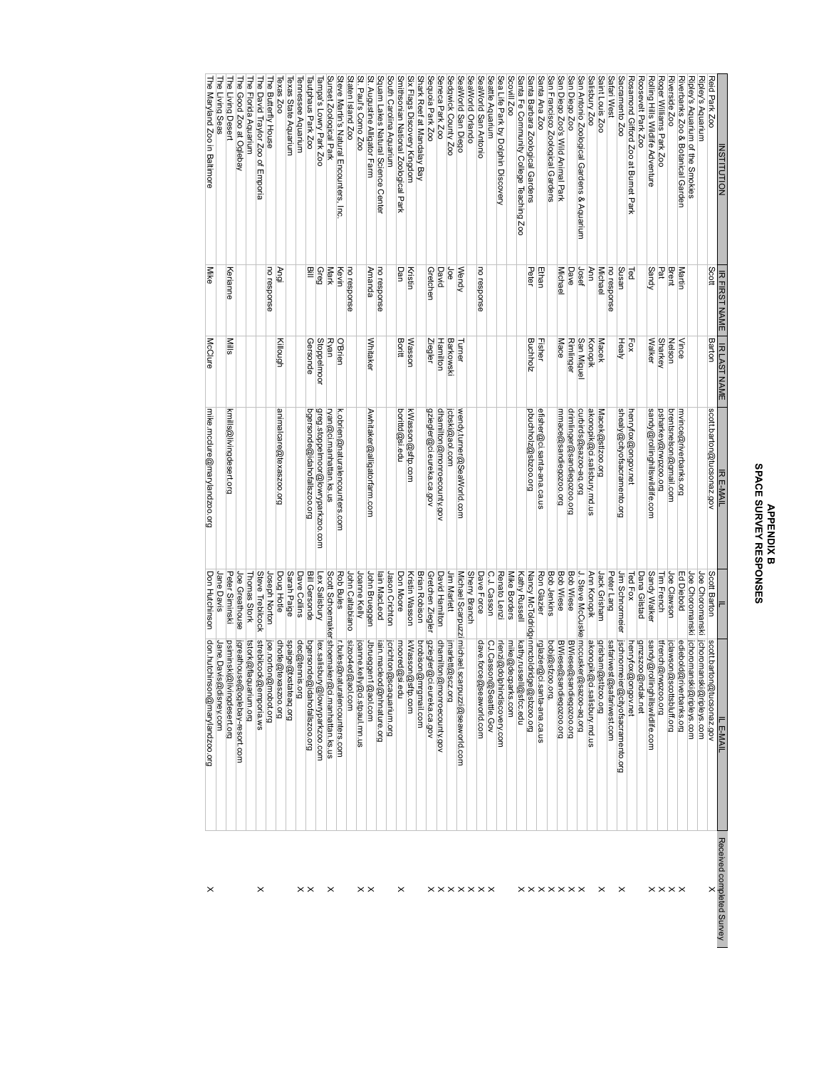# APPENDIX B
# SPACE SURVEY RESPONSES

| INSTITUTION | IR FIRST NAME | IR LAST NAME | IR E-MAIL | IL | IL E-MAIL | Received completed Survey |
|---|---|---|---|---|---|---|
| Reid Park Zoo | Scott | Barton | scott.barton@tucsonaz.gov | Scott Barton | scott.barton@tucsonaz.gov | X |
| Ripley's Aquarium | | | | Joe Choromanski | jchoromanski@ripleys.com | |
| Ripley's Aquarium of the Smokies | | | | Joe Choromanski | jchoromanski@ripleys.com | |
| Riverbanks Zoo & Botanical Garden | Martin | Vince | mvince@riverbanks.org | Ed Diebold | ediebold@riverbanks.org | X |
| Riverside Zoo | Brent | Nelson | brentsnelson@gmail.com | Joe Clawson | jclawson@scottsbluff.org | X |
| Roger Williams Park Zoo | Pat | Sharkey | psharkey@rwpzoo.org | Tim French | tfrench@rwpzoo.org | X |
| Rolling Hills Wildlife Adventure | Sandy | Walker | sandy@rollinghillswildlife.com | Sandy Walker | sandy@rollinghillswildlife.com | X |
| Roosevelt Park Zoo | | | | Dana Gilstad | gmzsz00@ndak.net | |
| Rosamond Gifford Zoo at Burnet Park | Ted | Fox | hennyfox@ongov.net | Ted Fox | hennyfox@ongov.net | |
| Sacramento Zoo | Susan | Healy | shealy@cityofsacramento.org | Jim Schnormeier | jschnormeier@cityofsacramento.org | X |
| Safari West | no response | | | Peter Lang | safariwest@safariwest.com | |
| Saint Louis Zoo | Michael | Macek | Macek@stlzoo.org | Jack Grisham | grisham@stlzoo.org | X |
| Salisbury Zoo | Ann | Konopik | akonopik@ci.salisbury.md.us | Ann Konopik | akonopik@ci.salisbury.md.us | |
| San Antonio Zoological Gardens & Aquarium | Josef | San Miguel | cuthirds@sazoo-aq.org | J. Steve McCusker | mccusker@sazoo-aq.org | X |
| San Diego Zoo | Dave | Rimlinger | drimlinger@sandiegozoo.org | Bob Wiese | BWiese@sandiegozoo.org | X |
| San Diego Zoo's Wild Animal Park | Michael | Mace | mmace@sandiegozoo.org | Bob Wiese | BWiese@sandiegozoo.org | X |
| San Francisco Zoological Gardens | | | | Bob Jenkins | bobj@sfzoo.org | X |
| Santa Ana Zoo | Ethan | Fisher | efisher@ci.santa-ana.ca.us | Ron Glazier | rglazier@ci.santa-ana.ca.us | X |
| Santa Barbara Zoological Gardens | Peter | Bucholz | pbucholz@sbzoo.org | Nancy McToldridge | nmctoldridge@sbzoo.org | X |
| Santa Fe Community College Teaching Zoo | | | | Kathy Russell | kathy.russell@sfcc.edu | X |
| Scovill Zoo | | | | Mike Borders | mike@decparks.com | |
| Sea Life Park by Dolphin Discovery | | | | Renato Lenzi | rlenzi@dolphindiscovery.com | |
| Seattle Aquarium | | | | C.J. Casson | CJ.Casson@Seattle.Gov | X |
| SeaWorld San Antonio | no response | | | Dave Force | dave.force@seaworld.com | X |
| SeaWorld Orlando | | | | Sherry Branch | | X |
| SeaWorld San Diego | Wendy | Turner | wendy.turner@SeaWorld.com | Michael Scarpuzzi | michael.scarpuzzi@seaworld.com | X |
| Sedgwick County Zoo | Joe | Barkowski | jcbski@aol.com | Jim Marlett | jmarlett@scz.org | X |
| Seneca Park Zoo | David | Hamilton | dhamilton@monroecounty.gov | David Hamilton | dhamilton@monroecounty.gov | X |
| Sequoia Park Zoo | Gretchen | Ziegler | gziegler@ci.eureka.ca.gov | Gretchen Ziegler | gziegler@ci.eureka.ca.gov | X |
| Shark Reef at Mandalay Bay | | | | Brian Robison | brobison@mrgmail.com | |
| Six Flags Discovery Kingdom | Kristin | Wasson | KWasson@sftp.com | Kristin Wasson | KWasson@sftp.com | X |
| Smithsonian National Zoological Park | Dan | Boritt | borittd@si.edu | Don Moore | moored@si.edu | |
| South Carolina Aquarium | | | | Jason Crichton | jcrichton@scaquarium.org | |
| Squam Lakes Natural Science Center | no response | | | Iain MacLeod | iain.macleod@nhnature.org | X |
| St. Augustine Alligator Farm | Amanda | Whitaker | Awhitaker@alligatorfarm.com | John Brueggen | Jbrueggen1@aol.com | X |
| St. Paul's Como Zoo | | | | Joanne Kelly | joanne.kelly@ci.stpaul.mn.us | |
| Staten Island Zoo | no response | | | John Cattabiano | sizoo4ed@aol.com | |
| Steve Martin's Natural Encounters, Inc. | Kevin | O'Brien | k.obrien@naturalencounters.com | Rob Bules | r.bules@naturalencounters.com | X |
| Sunset Zoological Park | Mark | Ryan | ryan@ci.manhattan.ks.us | Scott Shoemaker | shoemaker@ci.manhattan.ks.us | |
| Tampa's Lowry Park Zoo | Greg | Stoppelmoor | greg.stoppelmoor@lowryparkzoo.com | Lex Salisbury | lex.salisbury@lowryparkzoo.com | X |
| Tautphaus Park Zoo | Bill | Gersonde | bgersonde@idahofallszoo.org | Bill Gersonde | bgersonde@idahofallszoo.org | X |
| Tennessee Aquarium | | | | Dave Collins | dec@tennis.org | X |
| Texas State Aquarium | | | | Sarah Paige | spaige@txstateaq.org | X |
| Texas Zoo | Angi | Killough | animalcare@texaszoo.org | Doug Holle | dholle@texaszoo.org | |
| The Butterfly House | no response | | | Joseph Norton | joe.norton@mobot.org | |
| The David Traylor Zoo of Emporia | | | | Steve Trebilcock | strebilcock@emporia.ws | X |
| The Florida Aquarium | | | | Thomas Stork | tstork@flaquarium.org | |
| The Good Zoo at Oglebay | | | | Joe Greathouse | jgreathouse@oglebay-resort.com | |
| The Living Desert | Kerianne | Mills | kmills@livingdesert.org | Peter Siminski | psiminski@livingdesert.org | |
| The Living Seas | | | | Jane Davis | Jane.Davis@disney.com | |
| The Maryland Zoo in Baltimore | Mike | McClure | mike.mcclure@marylandzoo.org | Don Hutchinson | don.hutchinson@marylandzoo.org | X |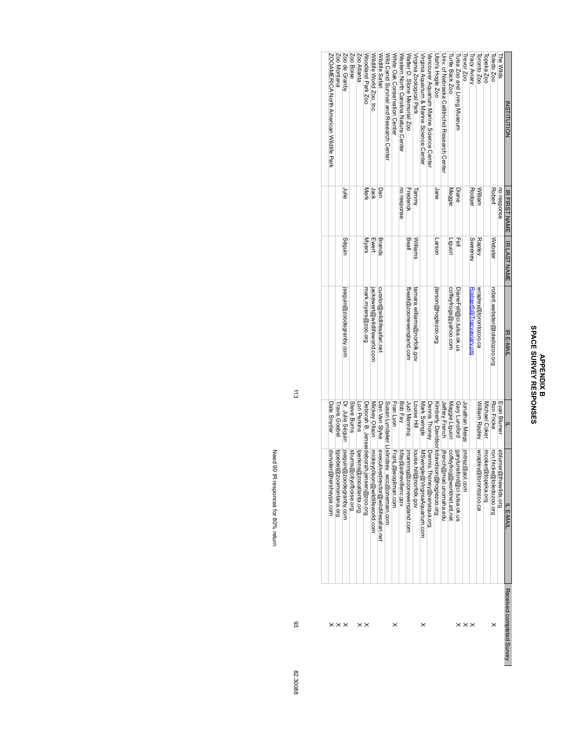# APPENDIX B
## SPACE SURVEY RESPONSES

| INSTITUTION | IR FIRST NAME | IR LAST NAME | IR E-MAIL | IL | IL E-MAIL | Received completed Survey |
|---|---|---|---|---|---|---|
| The Wilds | no response | | | Evan Blumer | eblumer@thewilds.org | |
| Toledo Zoo | Robert | Webster | robert.webster@toledozoo.org | Ron Fricke | ron.fricke@toledozoo.org | X |
| Topeka Zoo | | | | Michael Coker | mcoker@topeka.org | |
| Toronto Zoo | William | Rapley | wrapley@torontozoo.ca | William Rapley | wrapley@torontozoo.ca | X |
| Tracy Aviary | Rodger | Sweeney | RodgerS@Tracyaviary.org | | | X |
| Trevor Zoo | | | | Jonathan Meigs | jmtrez@aol.com | X |
| Tulsa Zoo and Living Museum | Diane | Fell | DianeFell@ci.tulsa.ok.us | Gary Lunsford | garylunsford@ci.tulsa.ok.us | X |
| Turtle Back Zoo | Maggie | Liguori | coffeyfrogs@yahoo.com | Maggie Liguori | coffeyfrog@worldnet.att.net | |
| Univ. of Nebraska Callitrichid Research Center | | | | Jeffrey French | jfrench@mail.unomaha.edu | |
| Utah's Hogle Zoo | Jane | Larson | jlarson@hoglezoo.org | Kimberly Davidson | kdavidson@hoglezoo.org | |
| Vancouver Aquarium Marine Science Center | | | | Dennis Thoney | Dennis.Thoney@vanaqua.org | |
| Virginia Aquarium & Marine Science Center | | | | Mark Swingle | MSwingle@VirginiaAquarium.com | |
| Virginia Zoological Park | Tammy | Williams | tamara.williams@norfolk.gov | Louise Hill | louise.hill@norfolk.gov | X |
| Walter D. Stone Memorial Zoo | Frederick | Beall | fbeall@zoonewengland.com | Judi Manning | jmanning@zoonewengland.com | |
| Western North Carolina Nature Center | no response | | | Bob Fay | bfay@ashevillenc.gov | |
| White Oak Conservation Center | | | | Fran Lyon | FranL@wocgilman.com | X |
| Wild Canid Survival and Research Center | | | | Susan Lyndaker Lindsey | wcs@onemain.com | |
| Wildlife Safari | Dan | Brands | curator@wildlifesafari.net | Dan Van Slyke | executivedirector@wildlifesafari.net | |
| Wildlife World Zoo, Inc. | Jack | Ewert | jackewert@wildlifeworld.com | Mickey Ollson | mickeyollson@wildlifeworld.com | |
| Woodland Park Zoo | Mark | Myers | mark.myers@zoo.org | Deborah B. Jensen | deborah.jensen@zoo.org | X |
| Zoo Atlanta | | | | Lori Perkins | lperkins@zooatlanta.org | X |
| Zoo Boise | | | | Steve Burns | sburns@cityofboise.org | X |
| Zoo de Granby | Julie | Séguin | jseguin@zoodegranby.com | Dr. Julie Séguin | jseguin@zoodegranby.com | X |
| Zoo Montana | | | | Travis Goebel | tgoebel@zoomontana.org | X |
| ZOOAMERICA North American Wildlife Park | | | | Dale Snyder | dsnyder@hersheypa.com | X |
| | | | | | Need 90 IR responces for 80% return | 93 |
| | | | | | | 82.30088 |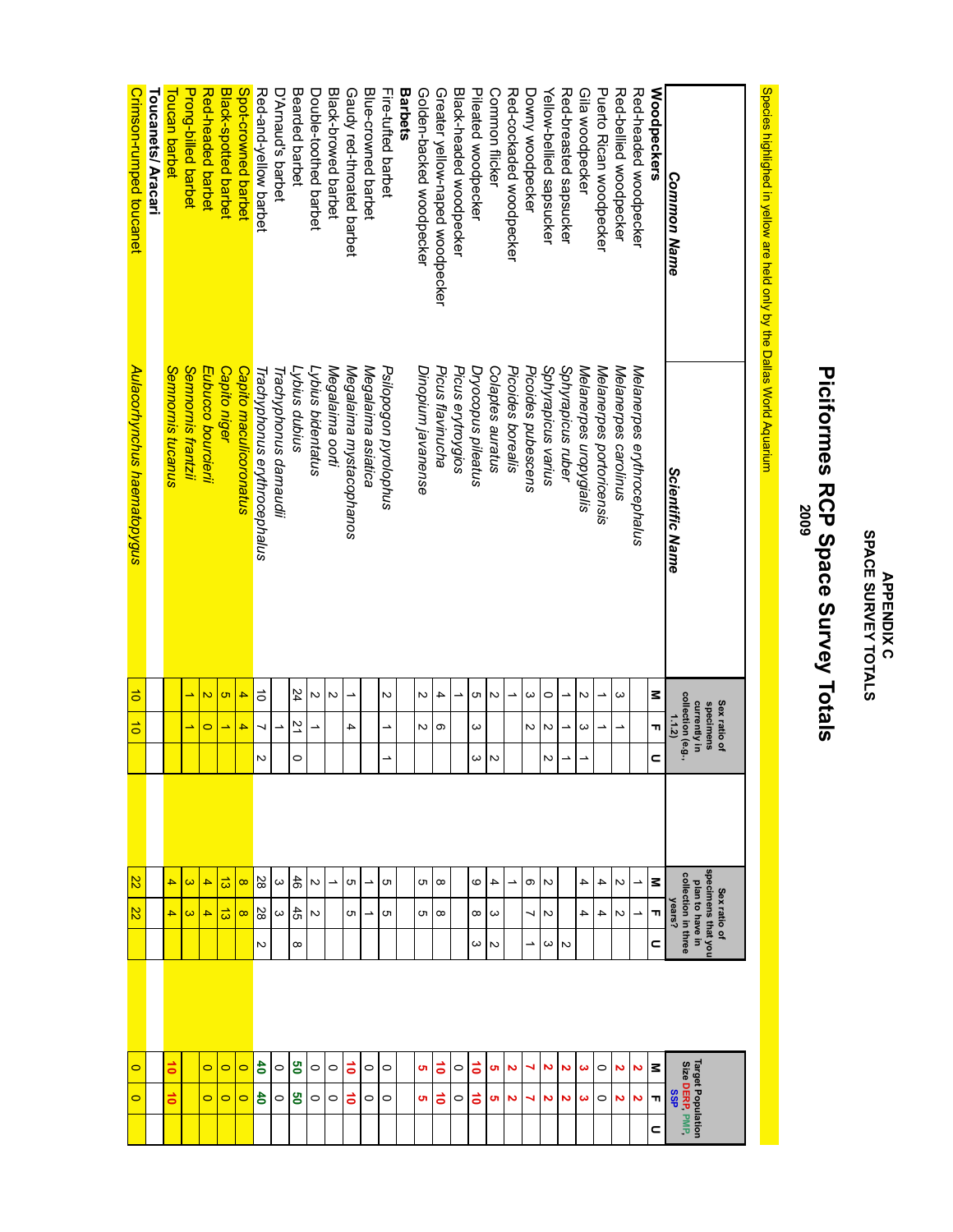# APPENDIX C
## SPACE SURVEY TOTALS

# Piciformes RCP Space Survey Totals
## 2009

Species highlighted in yellow are held only by the Dallas World Aquarium

| Common Name | Scientific Name | Sex ratio of specimens currently in collection (e.g., 1.1.2) | | | Sex ratio of specimens that you plan to have in collection in three years? | | | Target Population Size DERP, PMP, SSP | | |
|---|---|---|---|---|---|---|---|---|---|---|
| | | M | F | U | M | F | U | M | F | U |
| **Woodpeckers** | | | | | | | | | | |
| Red-headed woodpecker | *Melanerpes erythrocephalus* | | | | 1 | 1 | | 2 | 2 | |
| Red-bellied woodpecker | *Melanerpes carolinus* | 3 | 1 | | 2 | 2 | | 2 | 2 | |
| Puerto Rican woodpecker | *Melanerpes portoricensis* | 1 | 1 | | 4 | 4 | | 0 | 0 | |
| Gila woodpecker | *Melanerpes uropygialis* | 2 | 3 | 1 | 4 | 4 | | 3 | 3 | |
| Red-breasted sapsucker | *Sphyrapicus ruber* | 1 | 1 | 1 | | | 2 | 2 | 2 | |
| Yellow-bellied sapsucker | *Sphyrapicus varius* | 0 | 2 | 2 | 2 | 2 | 3 | 2 | 2 | |
| Downy woodpecker | *Picoides pubescens* | 3 | 2 | | 6 | 7 | 1 | 7 | 7 | |
| Red-cockaded woodpecker | *Picoides borealis* | 1 | | | 1 | | | 2 | 2 | |
| Common flicker | *Colaptes auratus* | 2 | | 2 | 4 | 3 | 2 | 5 | 5 | |
| Pileated woodpecker | *Dryocopus pileatus* | 5 | 3 | 3 | 9 | 8 | 3 | 10 | 10 | |
| Black-headed woodpecker | *Picus erythropygius* | 1 | | | | | | 0 | 0 | |
| Greater yellow-naped woodpecker | *Picus flavinucha* | 4 | 6 | | 8 | 8 | | 10 | 10 | |
| Golden-backed woodpecker | *Dinopium javanense* | 2 | 2 | | 5 | 5 | | 5 | 5 | |
| **Barbets** | | | | | | | | | | |
| Fire-tufted barbet | *Psilopogon pyrolophus* | 2 | 1 | 1 | 5 | 5 | | 0 | 0 | |
| Blue-crowned barbet | *Megalaima asiatica* | | | | 1 | 1 | | 0 | 0 | |
| Gaudy red-throated barbet | *Megalaima mystacophanos* | 1 | 4 | | 5 | 5 | | 10 | 10 | |
| Black-browed barbet | *Megalaima oorti* | 2 | | | 1 | | | 0 | 0 | |
| Double-toothed barbet | *Lybius bidentatus* | 2 | 1 | | 2 | 2 | | 0 | 0 | |
| Bearded barbet | *Lybius dubius* | 24 | 21 | 0 | 46 | 45 | 8 | 50 | 50 | |
| D'Arnaud's barbet | *Trachyphonus darnaudii* | | 1 | | 3 | 3 | | 0 | 0 | |
| Red-and-yellow barbet | *Trachyphonus erythrocephalus* | 10 | 7 | 2 | 28 | 28 | 2 | 40 | 40 | |
| Spot-crowned barbet | *Capito maculicoronatus* | 4 | 4 | | 8 | 8 | | 0 | 0 | |
| Black-spotted barbet | *Capito niger* | 5 | 1 | | 13 | 13 | | 0 | 0 | |
| Red-headed barbet | *Eubucco bourcierii* | 2 | 0 | | 4 | 4 | | 0 | 0 | |
| Prong-billed barbet | *Semnornis frantzii* | 1 | 1 | | 3 | 3 | | | | |
| Toucan barbet | *Semnornis tucanus* | | | | 4 | 4 | | 10 | 10 | |
| **Toucanets/ Aracari** | | | | | | | | | | |
| Crimson-rumped toucanet | *Aulacorhynchus haematopygus* | 10 | 10 | | 22 | 22 | | 0 | 0 | |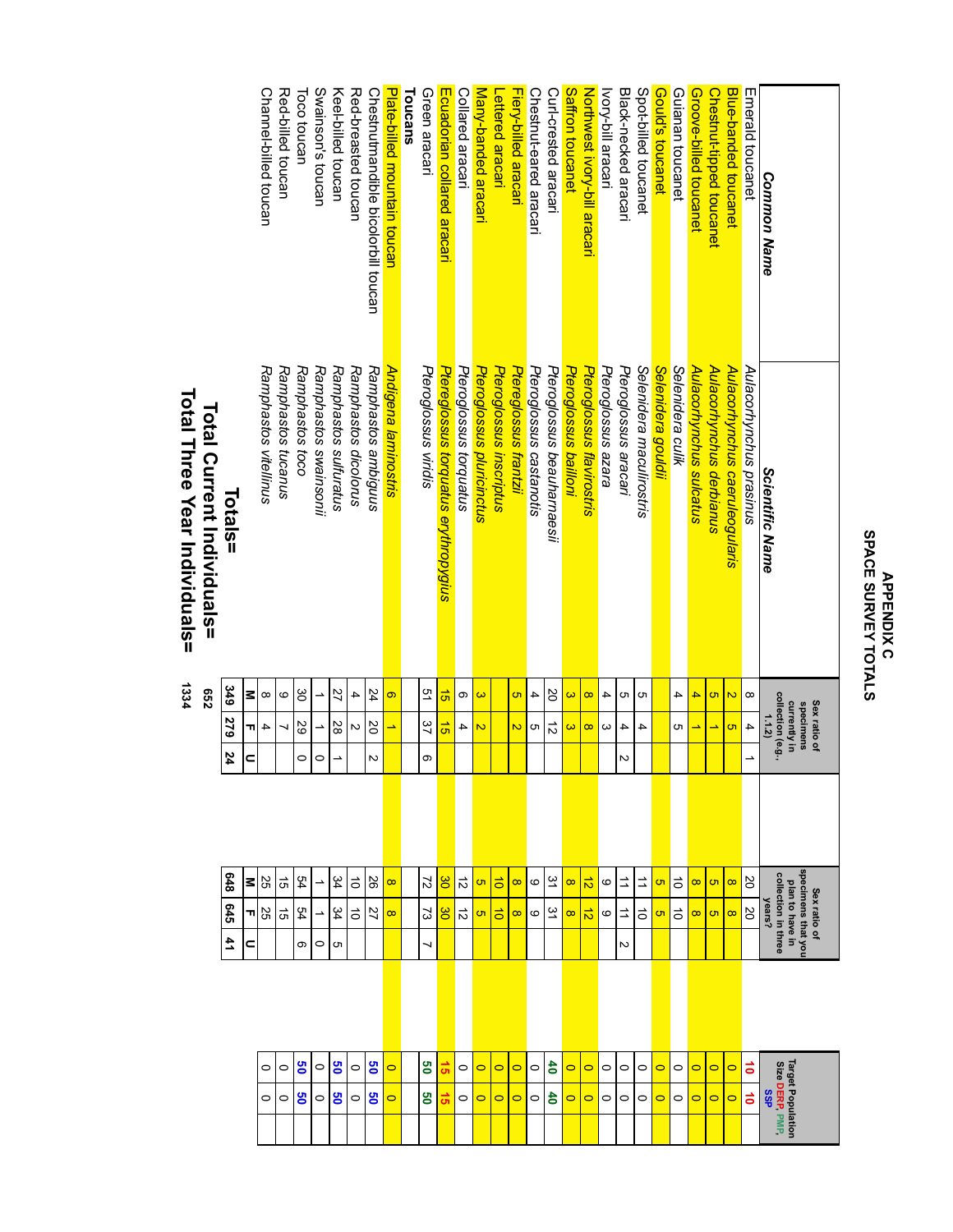# APPENDIX C
## SPACE SURVEY TOTALS

| Common Name | Scientific Name | Sex ratio of specimens currently in collection (e.g., 1.1.2) M | F | U | Sex ratio of specimens that you plan to have in collection in three years? M | F | U | Target Population Size DERP, PMP, SSP | |
|---|---|---|---|---|---|---|---|---|---|
| Emerald toucanet | *Aulacorhynchus prasinus* | 8 | 4 | 1 | 20 | 20 | | 10 | 10 |
| Blue-banded toucanet | *Aulacorhynchus caeruleogularis* | 2 | 5 | | 8 | 8 | | 0 | 0 |
| Chestnut-tipped toucanet | *Aulacorhynchus derbianus* | 5 | 1 | | 5 | 5 | | 0 | 0 |
| Groove-billed toucanet | *Aulacorhynchus sulcatus* | 4 | 1 | | 8 | 8 | | 0 | 0 |
| Guianan toucanet | *Selenidera culik* | 4 | 5 | | 10 | 10 | | 0 | 0 |
| Gould's toucanet | *Selenidera gouldii* | | | | 5 | 5 | | 0 | 0 |
| Spot-billed toucanet | *Selenidera maculirostris* | 5 | 4 | | 11 | 10 | | 0 | 0 |
| Black-necked aracari | *Pteroglossus aracari* | 5 | 4 | 2 | 11 | 11 | 2 | 0 | 0 |
| Ivory-bill aracari | *Pteroglossus azara* | 4 | 3 | | 9 | 9 | | 0 | 0 |
| Northwest ivory-bill aracari | *Pteroglossus flavirostris* | 8 | 8 | | 12 | 12 | | 0 | 0 |
| Saffron toucanet | *Pteroglossus bailloni* | 3 | 3 | | 8 | 8 | | 0 | 0 |
| Curl-crested aracari | *Pteroglossus beauharnaesii* | 20 | 12 | | 31 | 31 | | 40 | 40 |
| Chestnut-eared aracari | *Pteroglossus castanotis* | 4 | 5 | | 9 | 9 | | 0 | 0 |
| Fiery-billed aracari | *Pteroglossus frantzii* | 5 | 2 | | 8 | 8 | | 0 | 0 |
| Lettered aracari | *Pteroglossus inscriptus* | | | | 10 | 10 | | 0 | 0 |
| Many-banded aracari | *Pteroglossus pluricinctus* | 3 | 2 | | 5 | 5 | | 0 | 0 |
| Collared aracari | *Pteroglossus torquatus* | 6 | 4 | | 12 | 12 | | 0 | 0 |
| Ecuadorian collared aracari | *Pteroglossus torquatus erythropygius* | 15 | 15 | | 30 | 30 | | 15 | 15 |
| Green aracari | *Pteroglossus viridis* | 51 | 37 | 6 | 72 | 73 | 7 | 50 | 50 |
| **Toucans** | | | | | | | | | |
| Plate-billed mountain toucan | *Andigena laminostris* | 6 | 1 | | 8 | 8 | | 0 | 0 |
| Chestnutmandible bicolorbill toucan | *Ramphastos ambiguus* | 24 | 20 | 2 | 26 | 27 | | 50 | 50 |
| Red-breasted toucan | *Ramphastos dicolorus* | 4 | 2 | | 10 | 10 | | 0 | 0 |
| Keel-billed toucan | *Ramphastos sulfuratus* | 27 | 28 | 1 | 34 | 34 | 5 | 50 | 50 |
| Swainson's toucan | *Ramphastos swainsonii* | 1 | 1 | 0 | 1 | 1 | 0 | 0 | 0 |
| Toco toucan | *Ramphastos toco* | 30 | 29 | 0 | 54 | 54 | 6 | 50 | 50 |
| Red-billed toucan | *Ramphastos tucanus* | 9 | 7 | | 15 | 15 | | 0 | 0 |
| Channel-billed toucan | *Ramphastos vitellinus* | 8 | 4 | | 25 | 25 | | 0 | 0 |
| | | M | F | U | M | F | U | | |
| | **Totals=** | 349 | 279 | 24 | 648 | 645 | 41 | | |
| | **Total Current Individuals=** | 652 | | | | | | | |
| | **Total Three Year Individuals=** | 1334 | | | | | | | |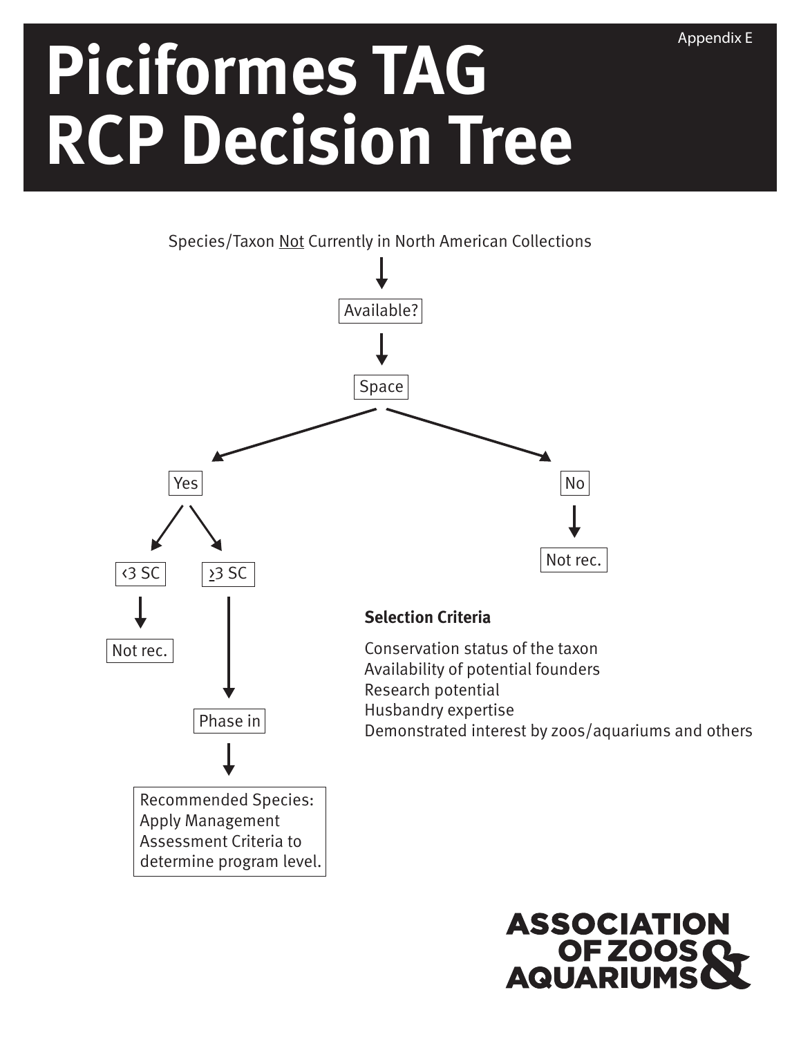Appendix E

# Piciformes TAG RCP Decision Tree

Species/Taxon <u>Not</u> Currently in North American Collections

↓

Available?

↓

Space

- Yes
  - <3 SC → Not rec.
  - ≥3 SC → Phase in → Recommended Species: Apply Management Assessment Criteria to determine program level.
- No → Not rec.

**Selection Criteria**

Conservation status of the taxon
Availability of potential founders
Research potential
Husbandry expertise
Demonstrated interest by zoos/aquariums and others

ASSOCIATION OF ZOOS & AQUARIUMS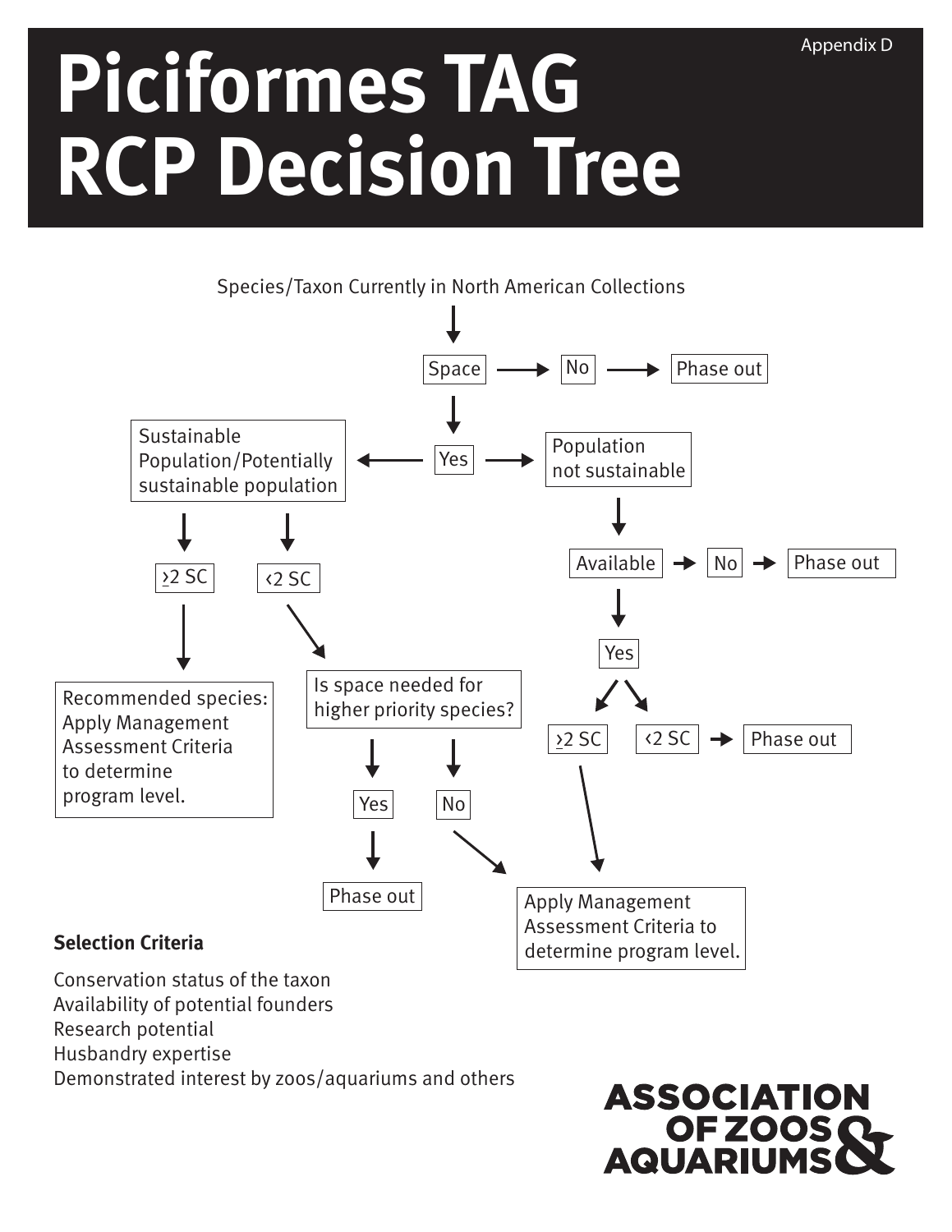Appendix D

# Piciformes TAG RCP Decision Tree

Species/Taxon Currently in North American Collections

Space

No

Phase out

Yes

Sustainable Population/Potentially sustainable population

Population not sustainable

Available

No

Phase out

≥2 SC

<2 SC

Yes

≥2 SC

<2 SC

Phase out

Recommended species: Apply Management Assessment Criteria to determine program level.

Is space needed for higher priority species?

Yes

No

Phase out

Apply Management Assessment Criteria to determine program level.

**Selection Criteria**

Conservation status of the taxon
Availability of potential founders
Research potential
Husbandry expertise
Demonstrated interest by zoos/aquariums and others

ASSOCIATION OF ZOOS & AQUARIUMS